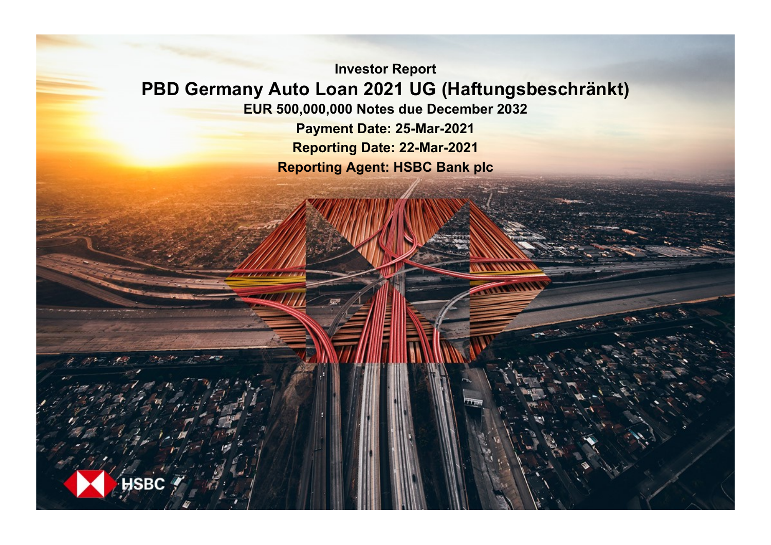Investor Report

# PBD Germany Auto Loan 2021 UG (Haftungsbeschränkt)

**EUR 500,000,000 Notes due December 2032**

**Payment Date: 25-Mar-2021**

**Reporting Date: 22-Mar-2021**

**Reporting Agent: HSBC Bank plc**

HSBC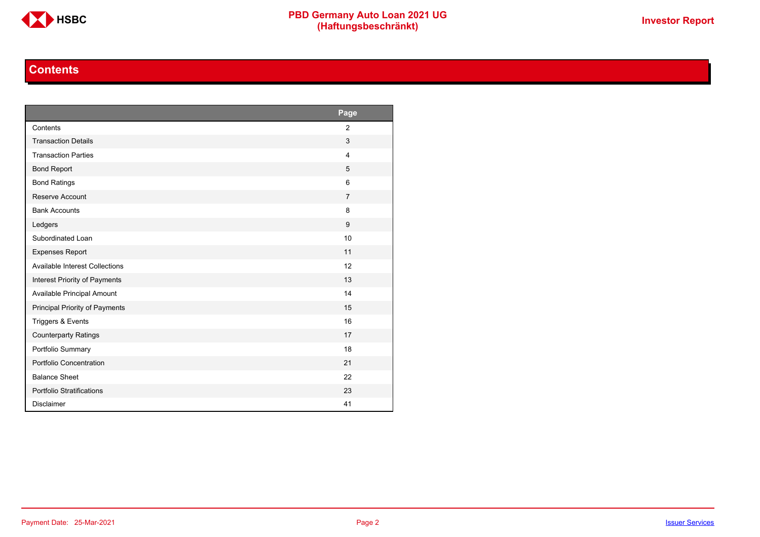## Contents

| | Page |
|---|---|
| Contents | 2 |
| Transaction Details | 3 |
| Transaction Parties | 4 |
| Bond Report | 5 |
| Bond Ratings | 6 |
| Reserve Account | 7 |
| Bank Accounts | 8 |
| Ledgers | 9 |
| Subordinated Loan | 10 |
| Expenses Report | 11 |
| Available Interest Collections | 12 |
| Interest Priority of Payments | 13 |
| Available Principal Amount | 14 |
| Principal Priority of Payments | 15 |
| Triggers & Events | 16 |
| Counterparty Ratings | 17 |
| Portfolio Summary | 18 |
| Portfolio Concentration | 21 |
| Balance Sheet | 22 |
| Portfolio Stratifications | 23 |
| Disclaimer | 41 |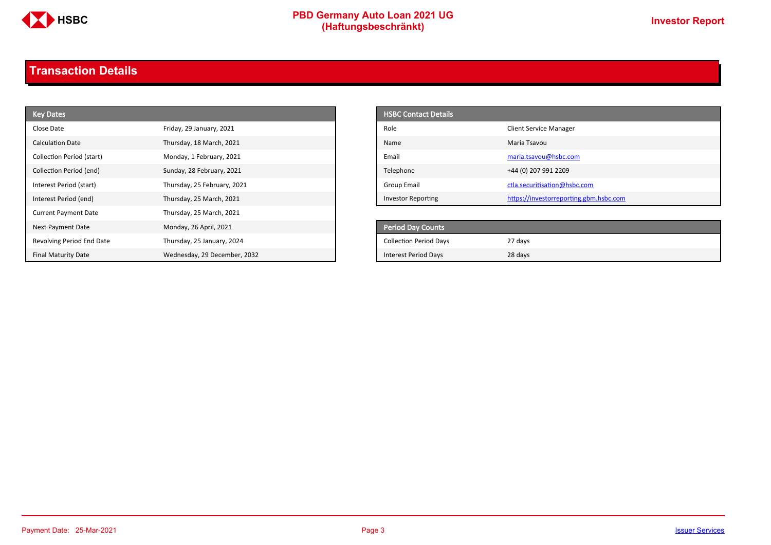## Transaction Details

| Key Dates | |
|---|---|
| Close Date | Friday, 29 January, 2021 |
| Calculation Date | Thursday, 18 March, 2021 |
| Collection Period (start) | Monday, 1 February, 2021 |
| Collection Period (end) | Sunday, 28 February, 2021 |
| Interest Period (start) | Thursday, 25 February, 2021 |
| Interest Period (end) | Thursday, 25 March, 2021 |
| Current Payment Date | Thursday, 25 March, 2021 |
| Next Payment Date | Monday, 26 April, 2021 |
| Revolving Period End Date | Thursday, 25 January, 2024 |
| Final Maturity Date | Wednesday, 29 December, 2032 |

| HSBC Contact Details | |
|---|---|
| Role | Client Service Manager |
| Name | Maria Tsavou |
| Email | maria.tsavou@hsbc.com |
| Telephone | +44 (0) 207 991 2209 |
| Group Email | ctla.securitisation@hsbc.com |
| Investor Reporting | https://investorreporting.gbm.hsbc.com |

| Period Day Counts | |
|---|---|
| Collection Period Days | 27 days |
| Interest Period Days | 28 days |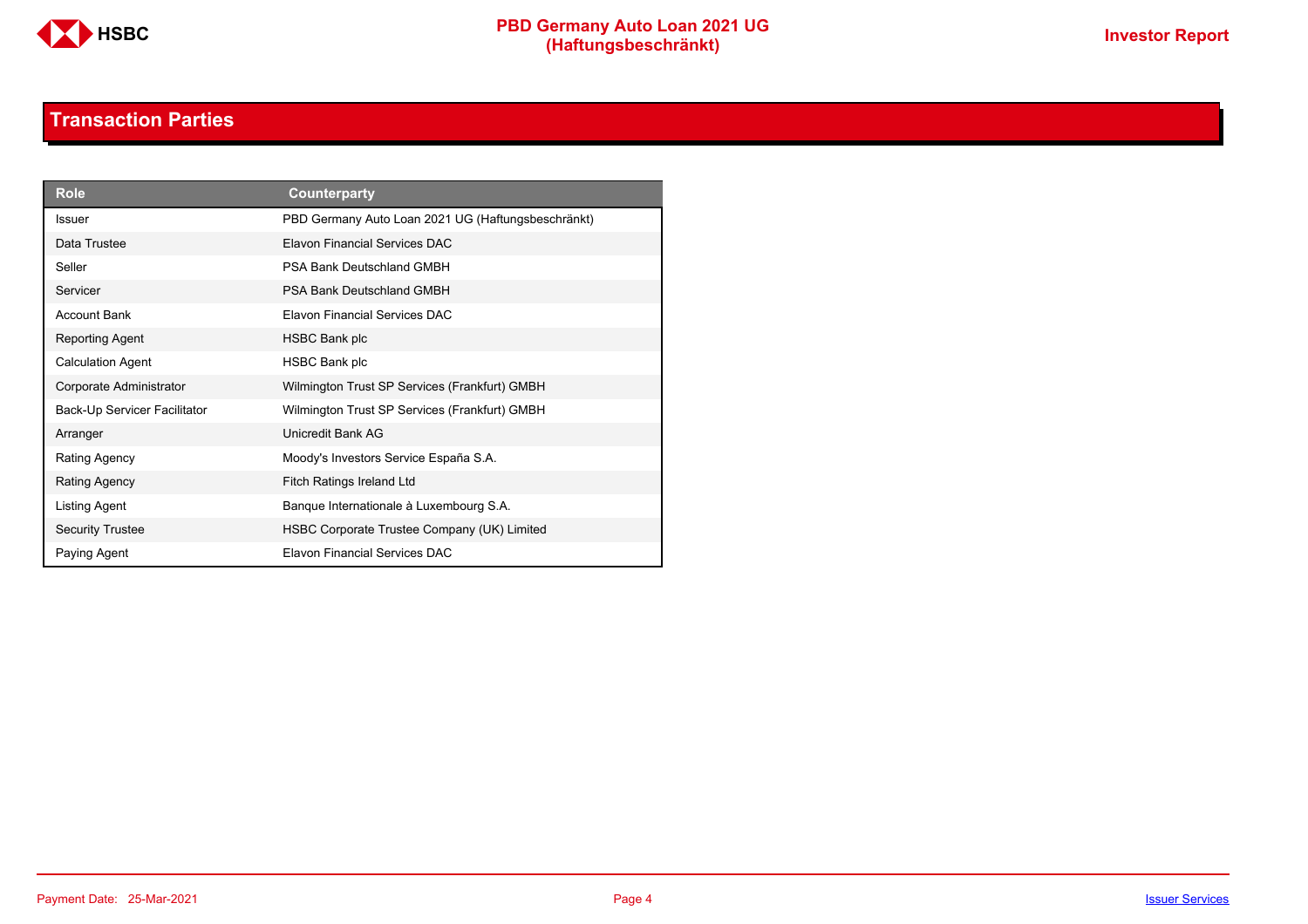## Transaction Parties

| Role | Counterparty |
|---|---|
| Issuer | PBD Germany Auto Loan 2021 UG (Haftungsbeschränkt) |
| Data Trustee | Elavon Financial Services DAC |
| Seller | PSA Bank Deutschland GMBH |
| Servicer | PSA Bank Deutschland GMBH |
| Account Bank | Elavon Financial Services DAC |
| Reporting Agent | HSBC Bank plc |
| Calculation Agent | HSBC Bank plc |
| Corporate Administrator | Wilmington Trust SP Services (Frankfurt) GMBH |
| Back-Up Servicer Facilitator | Wilmington Trust SP Services (Frankfurt) GMBH |
| Arranger | Unicredit Bank AG |
| Rating Agency | Moody's Investors Service España S.A. |
| Rating Agency | Fitch Ratings Ireland Ltd |
| Listing Agent | Banque Internationale à Luxembourg S.A. |
| Security Trustee | HSBC Corporate Trustee Company (UK) Limited |
| Paying Agent | Elavon Financial Services DAC |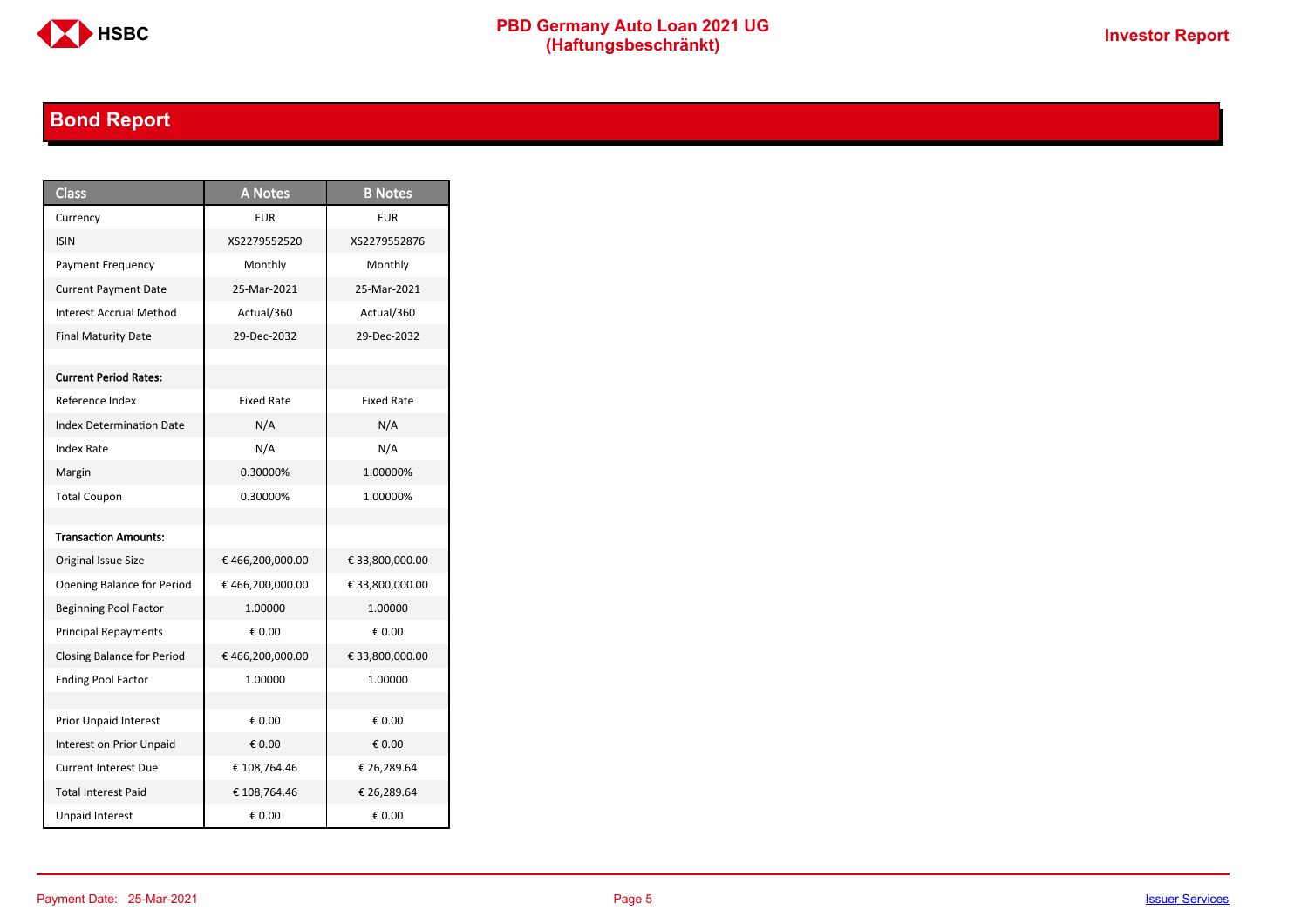## Bond Report

| Class | A Notes | B Notes |
|---|---|---|
| Currency | EUR | EUR |
| ISIN | XS2279552520 | XS2279552876 |
| Payment Frequency | Monthly | Monthly |
| Current Payment Date | 25-Mar-2021 | 25-Mar-2021 |
| Interest Accrual Method | Actual/360 | Actual/360 |
| Final Maturity Date | 29-Dec-2032 | 29-Dec-2032 |
| | | |
| **Current Period Rates:** | | |
| Reference Index | Fixed Rate | Fixed Rate |
| Index Determination Date | N/A | N/A |
| Index Rate | N/A | N/A |
| Margin | 0.30000% | 1.00000% |
| Total Coupon | 0.30000% | 1.00000% |
| | | |
| **Transaction Amounts:** | | |
| Original Issue Size | € 466,200,000.00 | € 33,800,000.00 |
| Opening Balance for Period | € 466,200,000.00 | € 33,800,000.00 |
| Beginning Pool Factor | 1.00000 | 1.00000 |
| Principal Repayments | € 0.00 | € 0.00 |
| Closing Balance for Period | € 466,200,000.00 | € 33,800,000.00 |
| Ending Pool Factor | 1.00000 | 1.00000 |
| | | |
| Prior Unpaid Interest | € 0.00 | € 0.00 |
| Interest on Prior Unpaid | € 0.00 | € 0.00 |
| Current Interest Due | € 108,764.46 | € 26,289.64 |
| Total Interest Paid | € 108,764.46 | € 26,289.64 |
| Unpaid Interest | € 0.00 | € 0.00 |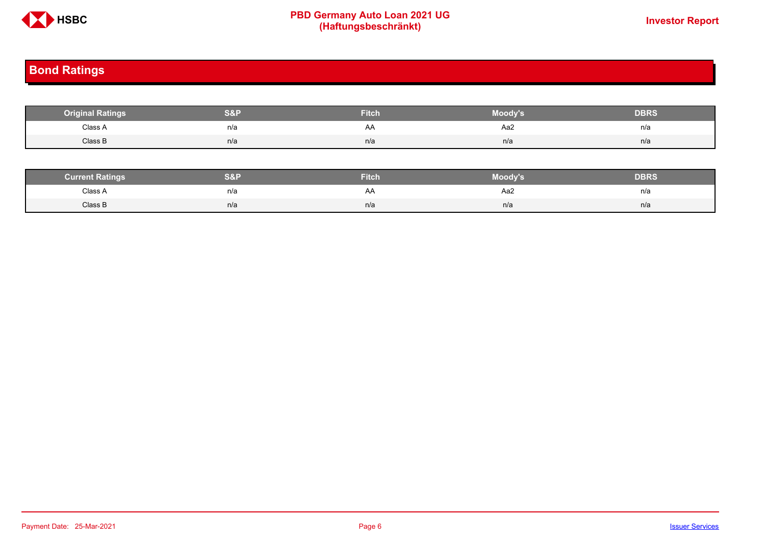## Bond Ratings

| Original Ratings | S&P | Fitch | Moody's | DBRS |
|---|---|---|---|---|
| Class A | n/a | AA | Aa2 | n/a |
| Class B | n/a | n/a | n/a | n/a |

| Current Ratings | S&P | Fitch | Moody's | DBRS |
|---|---|---|---|---|
| Class A | n/a | AA | Aa2 | n/a |
| Class B | n/a | n/a | n/a | n/a |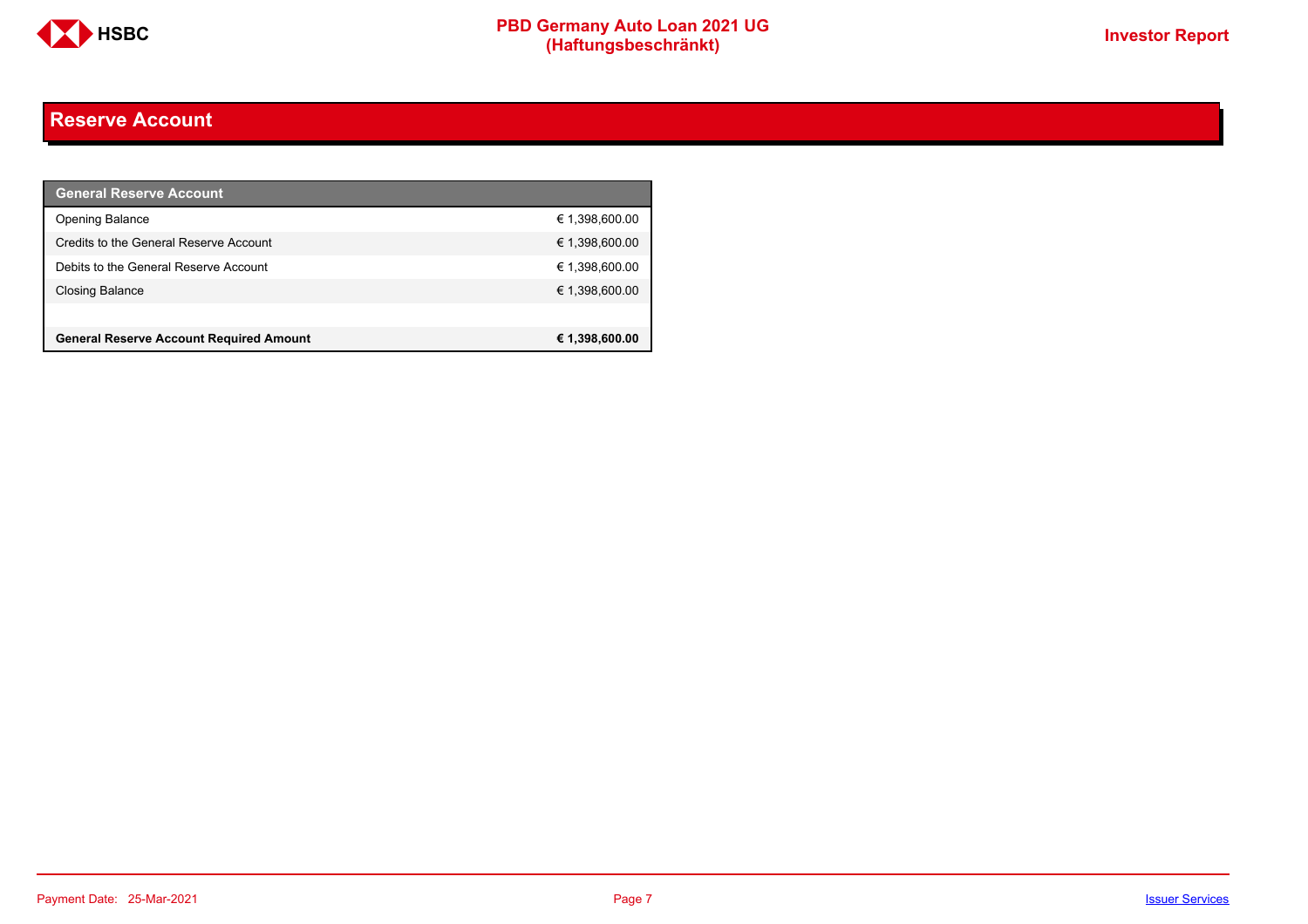## Reserve Account

| General Reserve Account | |
|---|---|
| Opening Balance | € 1,398,600.00 |
| Credits to the General Reserve Account | € 1,398,600.00 |
| Debits to the General Reserve Account | € 1,398,600.00 |
| Closing Balance | € 1,398,600.00 |
| | |
| **General Reserve Account Required Amount** | **€ 1,398,600.00** |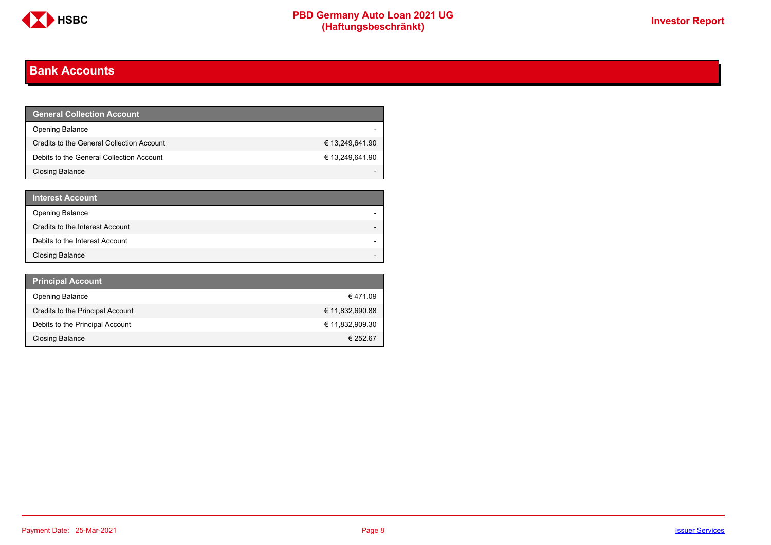# Bank Accounts

| General Collection Account | |
|---|---|
| Opening Balance | - |
| Credits to the General Collection Account | € 13,249,641.90 |
| Debits to the General Collection Account | € 13,249,641.90 |
| Closing Balance | - |

| Interest Account | |
|---|---|
| Opening Balance | - |
| Credits to the Interest Account | - |
| Debits to the Interest Account | - |
| Closing Balance | - |

| Principal Account | |
|---|---|
| Opening Balance | € 471.09 |
| Credits to the Principal Account | € 11,832,690.88 |
| Debits to the Principal Account | € 11,832,909.30 |
| Closing Balance | € 252.67 |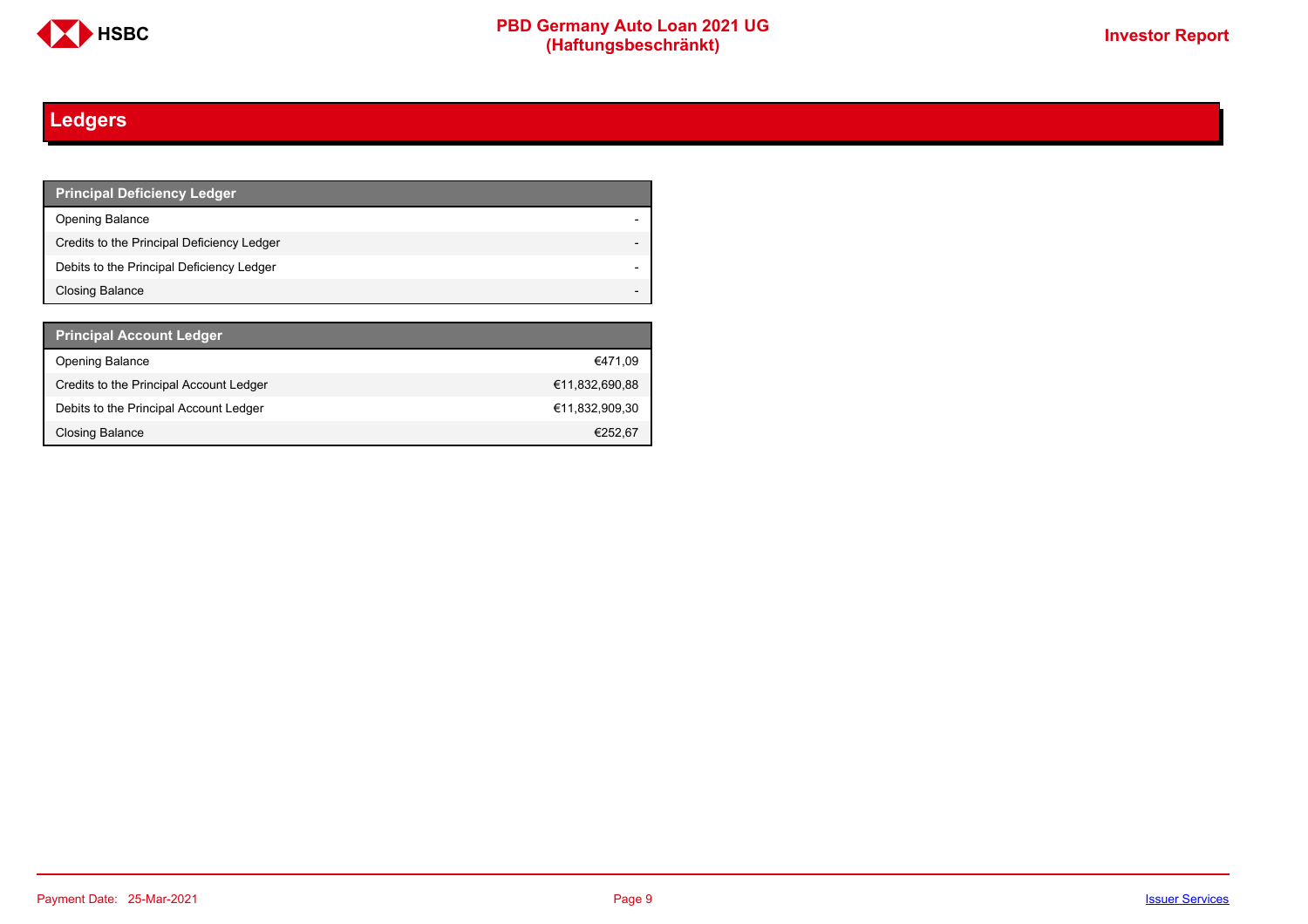## Ledgers

| Principal Deficiency Ledger | |
|---|---|
| Opening Balance | - |
| Credits to the Principal Deficiency Ledger | - |
| Debits to the Principal Deficiency Ledger | - |
| Closing Balance | - |

| Principal Account Ledger | |
|---|---|
| Opening Balance | €471,09 |
| Credits to the Principal Account Ledger | €11,832,690,88 |
| Debits to the Principal Account Ledger | €11,832,909,30 |
| Closing Balance | €252,67 |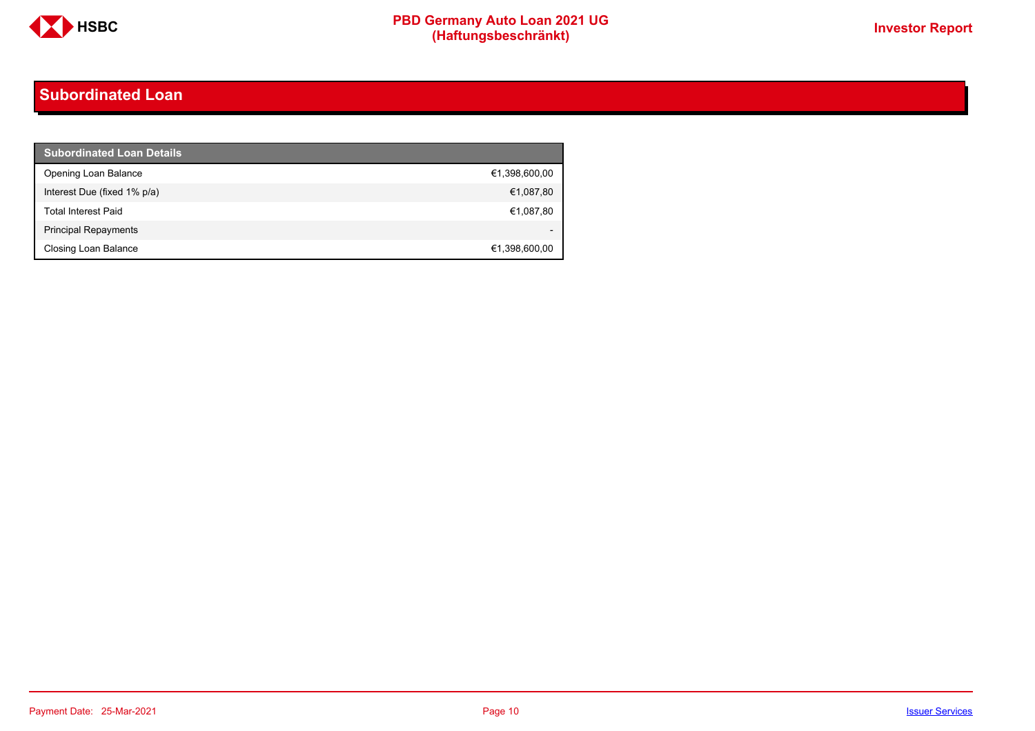## Subordinated Loan

| Subordinated Loan Details | |
|---|---|
| Opening Loan Balance | €1,398,600,00 |
| Interest Due (fixed 1% p/a) | €1,087,80 |
| Total Interest Paid | €1,087,80 |
| Principal Repayments | - |
| Closing Loan Balance | €1,398,600,00 |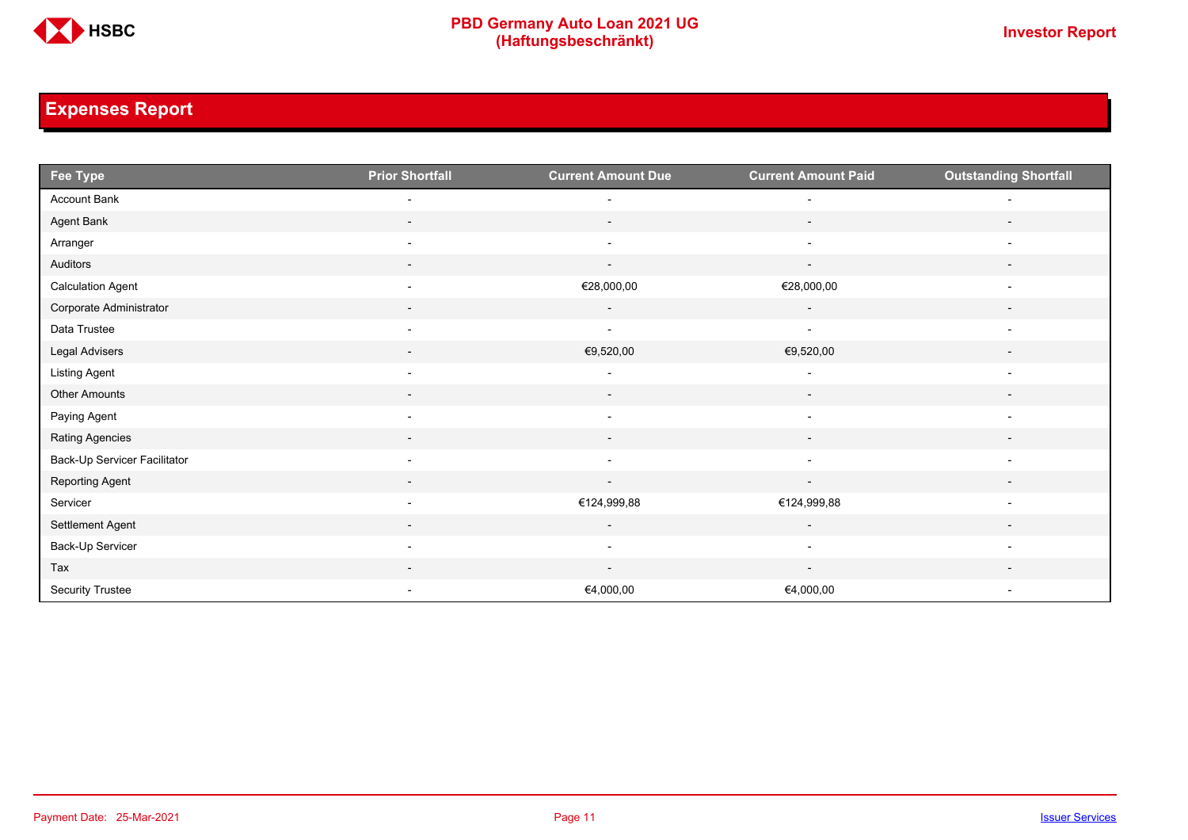## Expenses Report

| Fee Type | Prior Shortfall | Current Amount Due | Current Amount Paid | Outstanding Shortfall |
|---|---|---|---|---|
| Account Bank | - | - | - | - |
| Agent Bank | - | - | - | - |
| Arranger | - | - | - | - |
| Auditors | - | - | - | - |
| Calculation Agent | - | €28,000,00 | €28,000,00 | - |
| Corporate Administrator | - | - | - | - |
| Data Trustee | - | - | - | - |
| Legal Advisers | - | €9,520,00 | €9,520,00 | - |
| Listing Agent | - | - | - | - |
| Other Amounts | - | - | - | - |
| Paying Agent | - | - | - | - |
| Rating Agencies | - | - | - | - |
| Back-Up Servicer Facilitator | - | - | - | - |
| Reporting Agent | - | - | - | - |
| Servicer | - | €124,999,88 | €124,999,88 | - |
| Settlement Agent | - | - | - | - |
| Back-Up Servicer | - | - | - | - |
| Tax | - | - | - | - |
| Security Trustee | - | €4,000,00 | €4,000,00 | - |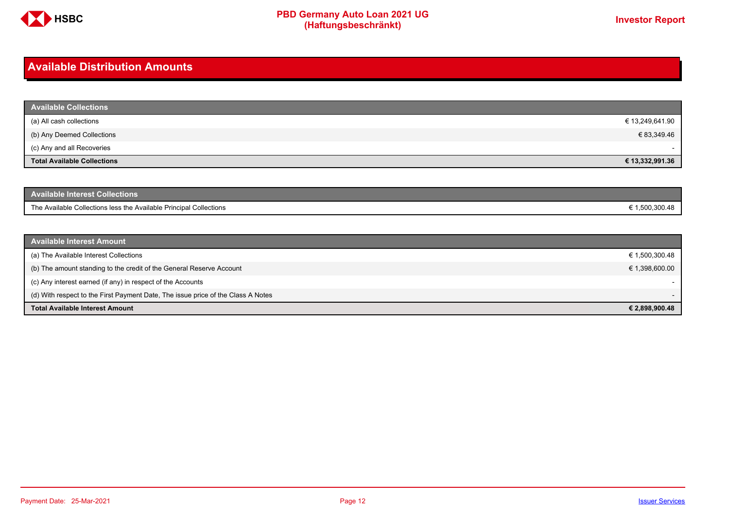# Available Distribution Amounts

| Available Collections | |
|---|---|
| (a) All cash collections | € 13,249,641.90 |
| (b) Any Deemed Collections | € 83,349.46 |
| (c) Any and all Recoveries | - |
| **Total Available Collections** | **€ 13,332,991.36** |

| Available Interest Collections | |
|---|---|
| The Available Collections less the Available Principal Collections | € 1,500,300.48 |

| Available Interest Amount | |
|---|---|
| (a) The Available Interest Collections | € 1,500,300.48 |
| (b) The amount standing to the credit of the General Reserve Account | € 1,398,600.00 |
| (c) Any interest earned (if any) in respect of the Accounts | - |
| (d) With respect to the First Payment Date, The issue price of the Class A Notes | - |
| **Total Available Interest Amount** | **€ 2,898,900.48** |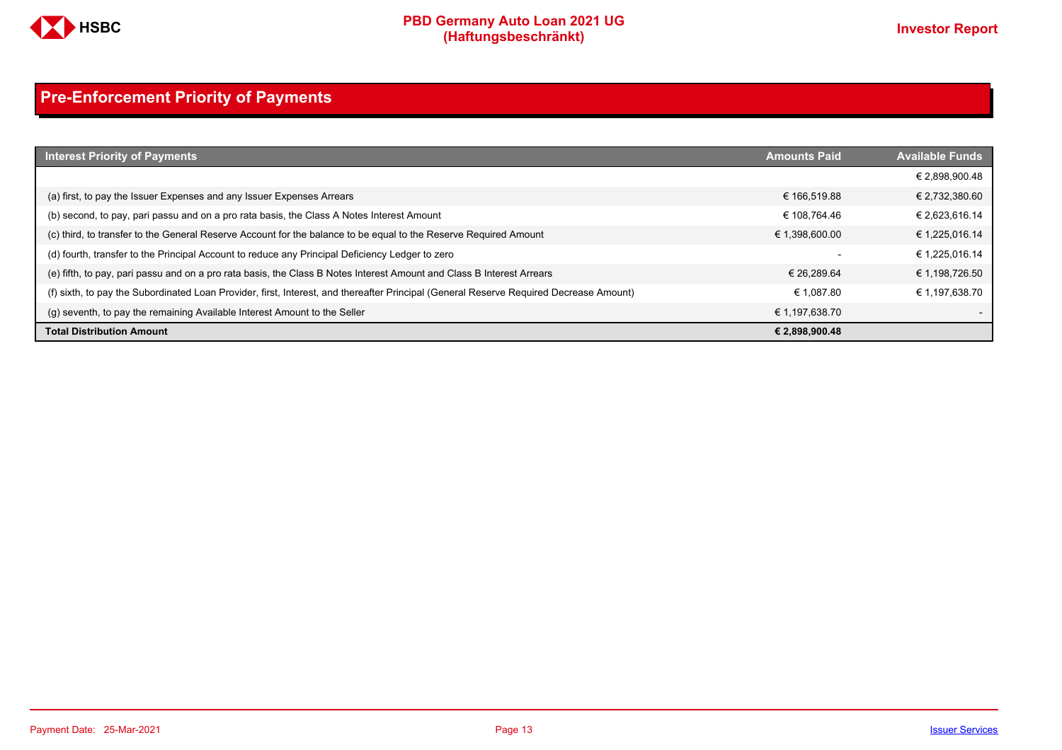## Pre-Enforcement Priority of Payments

| Interest Priority of Payments | Amounts Paid | Available Funds |
|---|---|---|
| | | € 2,898,900.48 |
| (a) first, to pay the Issuer Expenses and any Issuer Expenses Arrears | € 166,519.88 | € 2,732,380.60 |
| (b) second, to pay, pari passu and on a pro rata basis, the Class A Notes Interest Amount | € 108,764.46 | € 2,623,616.14 |
| (c) third, to transfer to the General Reserve Account for the balance to be equal to the Reserve Required Amount | € 1,398,600.00 | € 1,225,016.14 |
| (d) fourth, transfer to the Principal Account to reduce any Principal Deficiency Ledger to zero | - | € 1,225,016.14 |
| (e) fifth, to pay, pari passu and on a pro rata basis, the Class B Notes Interest Amount and Class B Interest Arrears | € 26,289.64 | € 1,198,726.50 |
| (f) sixth, to pay the Subordinated Loan Provider, first, Interest, and thereafter Principal (General Reserve Required Decrease Amount) | € 1,087.80 | € 1,197,638.70 |
| (g) seventh, to pay the remaining Available Interest Amount to the Seller | € 1,197,638.70 | - |
| **Total Distribution Amount** | **€ 2,898,900.48** | |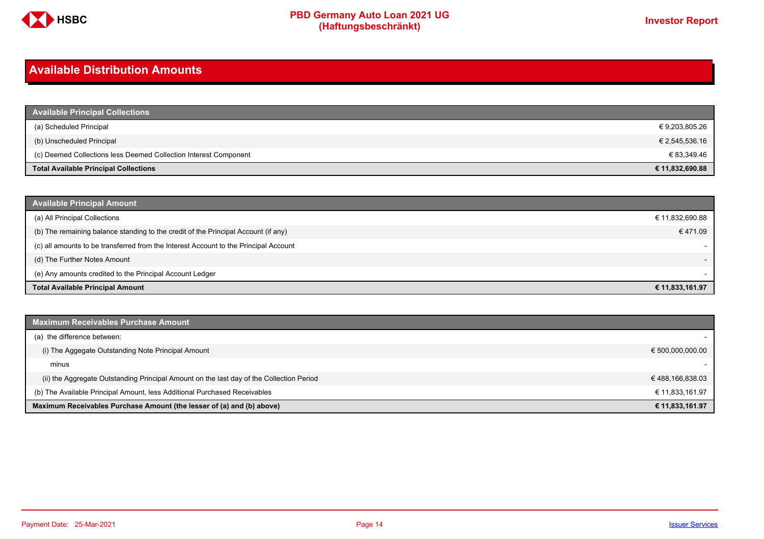# Available Distribution Amounts

| Available Principal Collections | |
|---|---|
| (a) Scheduled Principal | € 9,203,805.26 |
| (b) Unscheduled Principal | € 2,545,536.16 |
| (c) Deemed Collections less Deemed Collection Interest Component | € 83,349.46 |
| **Total Available Principal Collections** | **€ 11,832,690.88** |

| Available Principal Amount | |
|---|---|
| (a) All Principal Collections | € 11,832,690.88 |
| (b) The remaining balance standing to the credit of the Principal Account (if any) | € 471.09 |
| (c) all amounts to be transferred from the Interest Account to the Principal Account | - |
| (d) The Further Notes Amount | - |
| (e) Any amounts credited to the Principal Account Ledger | - |
| **Total Available Principal Amount** | **€ 11,833,161.97** |

| Maximum Receivables Purchase Amount | |
|---|---|
| (a) the difference between: | - |
| (i) The Aggegate Outstanding Note Principal Amount | € 500,000,000.00 |
| minus | - |
| (ii) the Aggregate Outstanding Principal Amount on the last day of the Collection Period | € 488,166,838.03 |
| (b) The Available Principal Amount, less Additional Purchased Receivables | € 11,833,161.97 |
| **Maximum Receivables Purchase Amount (the lesser of (a) and (b) above)** | **€ 11,833,161.97** |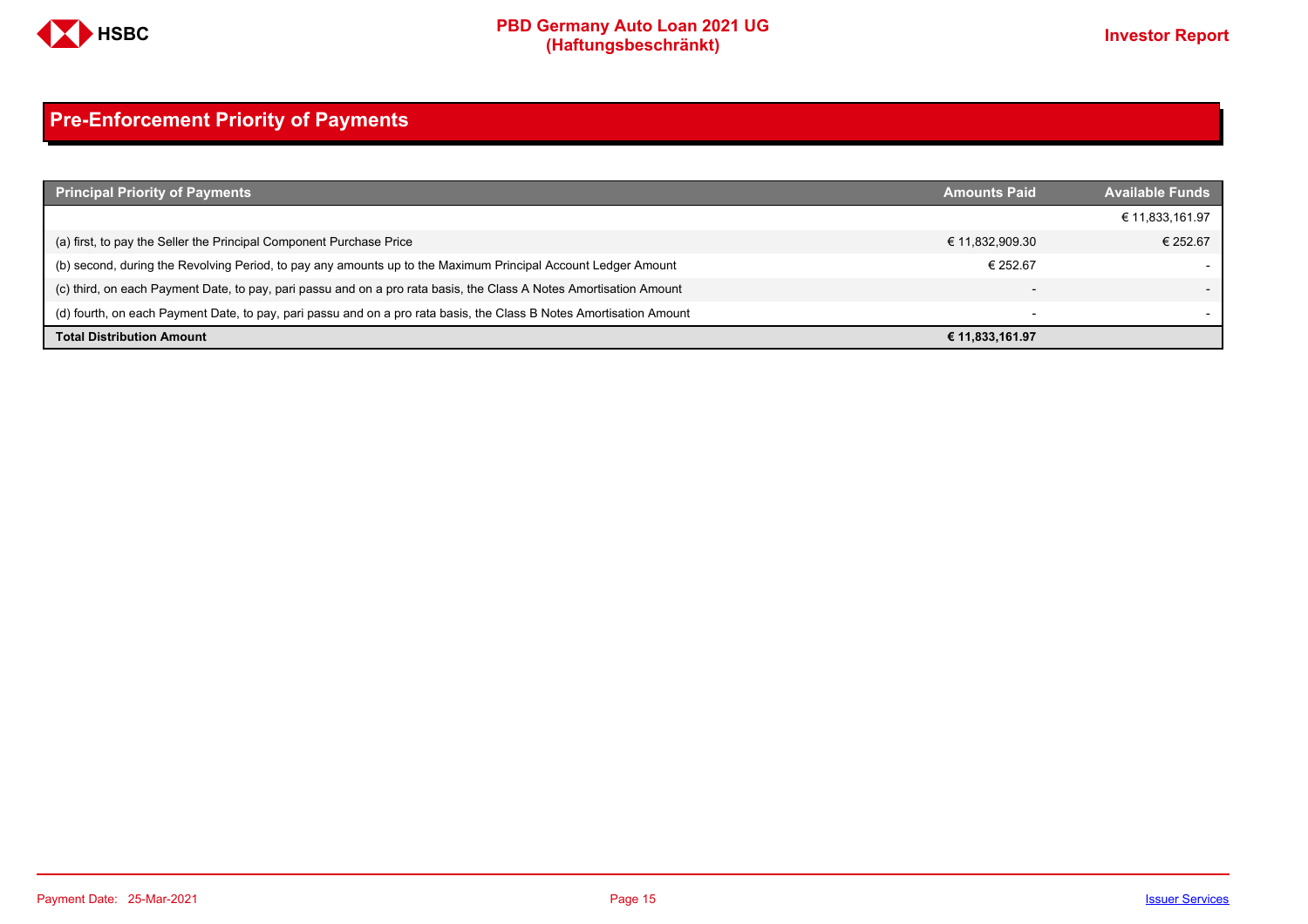## Pre-Enforcement Priority of Payments

| Principal Priority of Payments | Amounts Paid | Available Funds |
|---|---|---|
| | | € 11,833,161.97 |
| (a) first, to pay the Seller the Principal Component Purchase Price | € 11,832,909.30 | € 252.67 |
| (b) second, during the Revolving Period, to pay any amounts up to the Maximum Principal Account Ledger Amount | € 252.67 | - |
| (c) third, on each Payment Date, to pay, pari passu and on a pro rata basis, the Class A Notes Amortisation Amount | - | - |
| (d) fourth, on each Payment Date, to pay, pari passu and on a pro rata basis, the Class B Notes Amortisation Amount | - | - |
| **Total Distribution Amount** | **€ 11,833,161.97** | |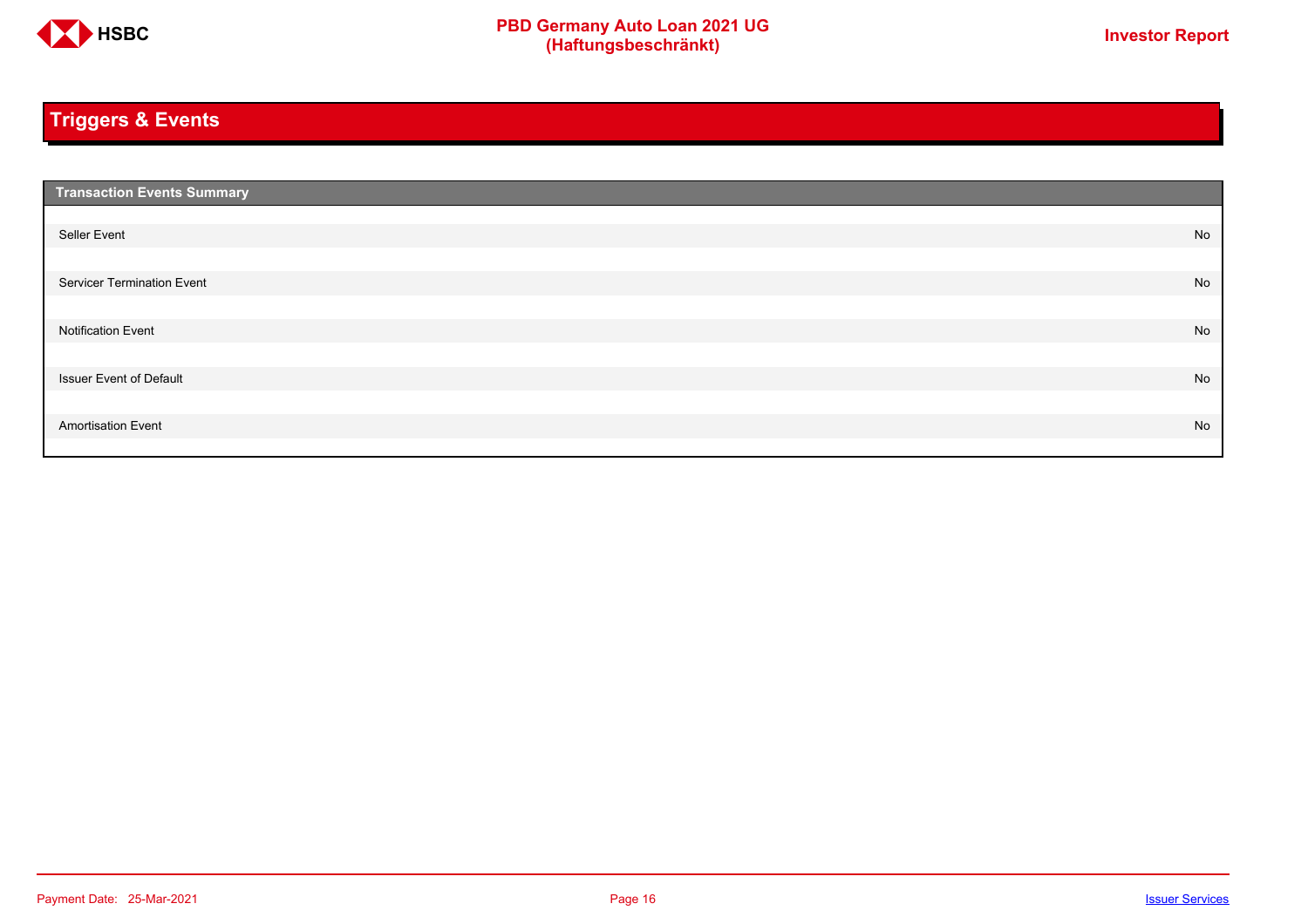## Triggers & Events

| Transaction Events Summary | |
|---|---|
| Seller Event | No |
| Servicer Termination Event | No |
| Notification Event | No |
| Issuer Event of Default | No |
| Amortisation Event | No |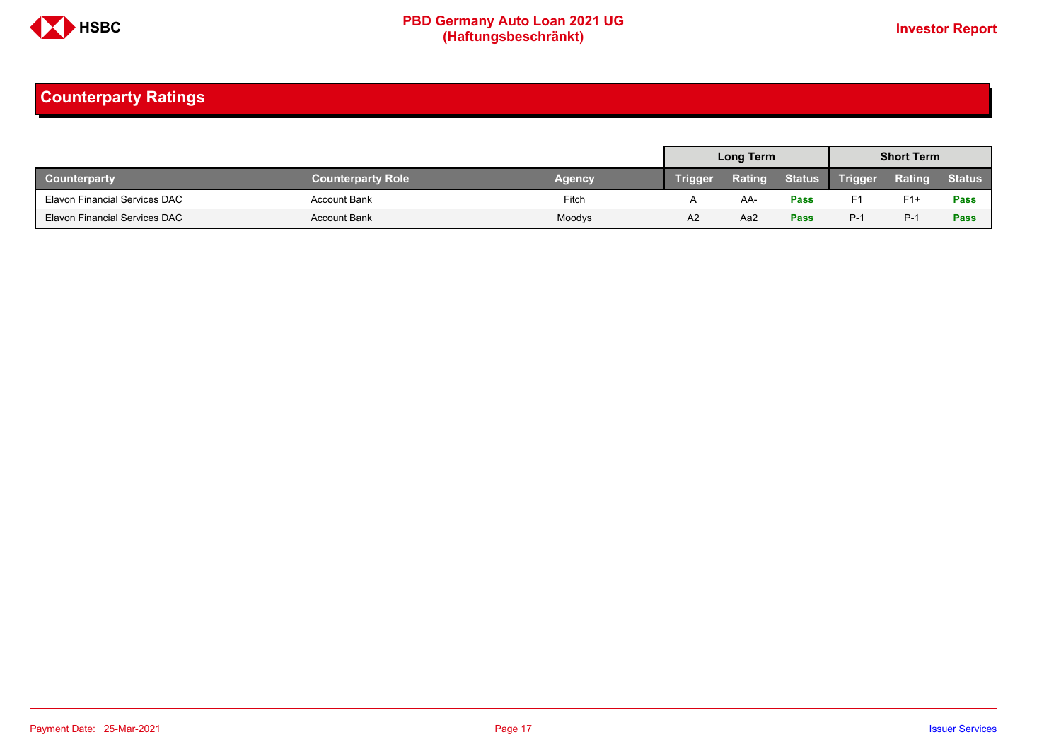## Counterparty Ratings

| | | | Long Term | | | Short Term | | |
|---|---|---|---|---|---|---|---|---|
| **Counterparty** | **Counterparty Role** | **Agency** | **Trigger** | **Rating** | **Status** | **Trigger** | **Rating** | **Status** |
| Elavon Financial Services DAC | Account Bank | Fitch | A | AA- | **Pass** | F1 | F1+ | **Pass** |
| Elavon Financial Services DAC | Account Bank | Moodys | A2 | Aa2 | **Pass** | P-1 | P-1 | **Pass** |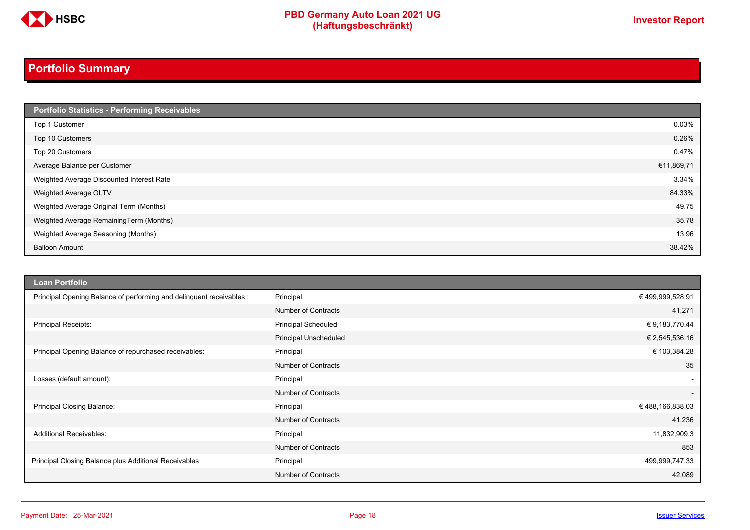## Portfolio Summary

| Portfolio Statistics - Performing Receivables | |
|---|---|
| Top 1 Customer | 0.03% |
| Top 10 Customers | 0.26% |
| Top 20 Customers | 0.47% |
| Average Balance per Customer | €11,869,71 |
| Weighted Average Discounted Interest Rate | 3.34% |
| Weighted Average OLTV | 84.33% |
| Weighted Average Original Term (Months) | 49.75 |
| Weighted Average RemainingTerm (Months) | 35.78 |
| Weighted Average Seasoning (Months) | 13.96 |
| Balloon Amount | 38.42% |

| Loan Portfolio | | |
|---|---|---|
| Principal Opening Balance of performing and delinquent receivables : | Principal | € 499,999,528.91 |
| | Number of Contracts | 41,271 |
| Principal Receipts: | Principal Scheduled | € 9,183,770.44 |
| | Principal Unscheduled | € 2,545,536.16 |
| Principal Opening Balance of repurchased receivables: | Principal | € 103,384.28 |
| | Number of Contracts | 35 |
| Losses (default amount): | Principal | - |
| | Number of Contracts | - |
| Principal Closing Balance: | Principal | € 488,166,838.03 |
| | Number of Contracts | 41,236 |
| Additional Receivables: | Principal | 11,832,909.3 |
| | Number of Contracts | 853 |
| Principal Closing Balance plus Additional Receivables | Principal | 499,999,747.33 |
| | Number of Contracts | 42,089 |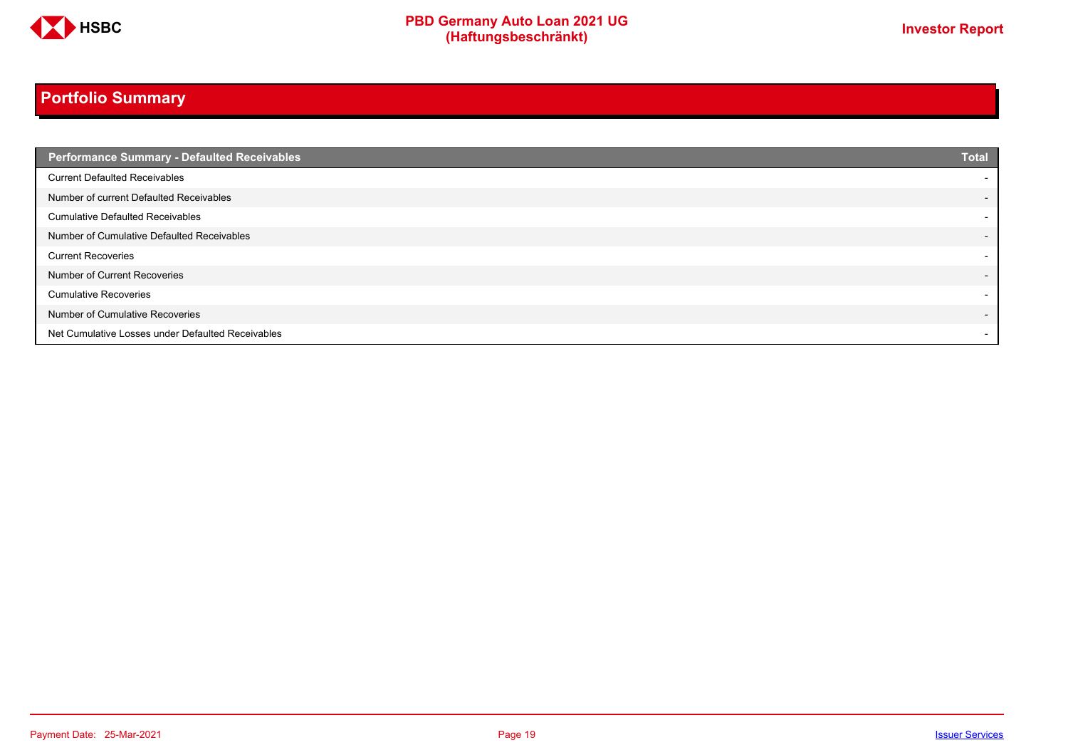## Portfolio Summary

| Performance Summary - Defaulted Receivables | Total |
|---|---|
| Current Defaulted Receivables | - |
| Number of current Defaulted Receivables | - |
| Cumulative Defaulted Receivables | - |
| Number of Cumulative Defaulted Receivables | - |
| Current Recoveries | - |
| Number of Current Recoveries | - |
| Cumulative Recoveries | - |
| Number of Cumulative Recoveries | - |
| Net Cumulative Losses under Defaulted Receivables | - |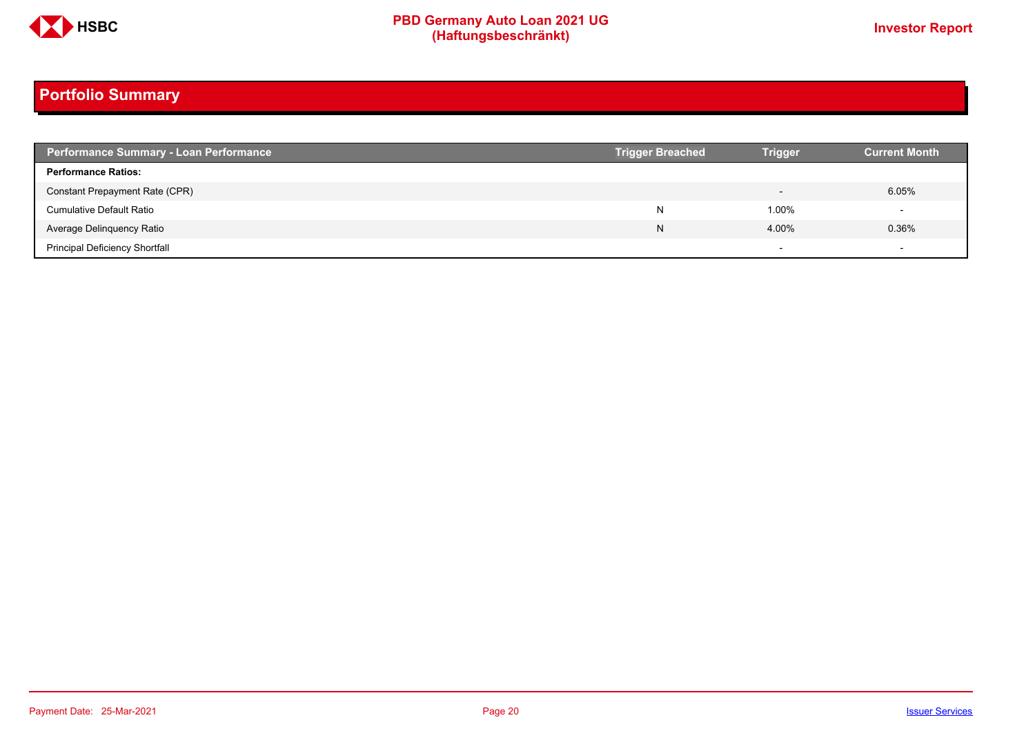## Portfolio Summary

| Performance Summary - Loan Performance | Trigger Breached | Trigger | Current Month |
|---|---|---|---|
| **Performance Ratios:** | | | |
| Constant Prepayment Rate (CPR) | | - | 6.05% |
| Cumulative Default Ratio | N | 1.00% | - |
| Average Delinquency Ratio | N | 4.00% | 0.36% |
| Principal Deficiency Shortfall | | - | - |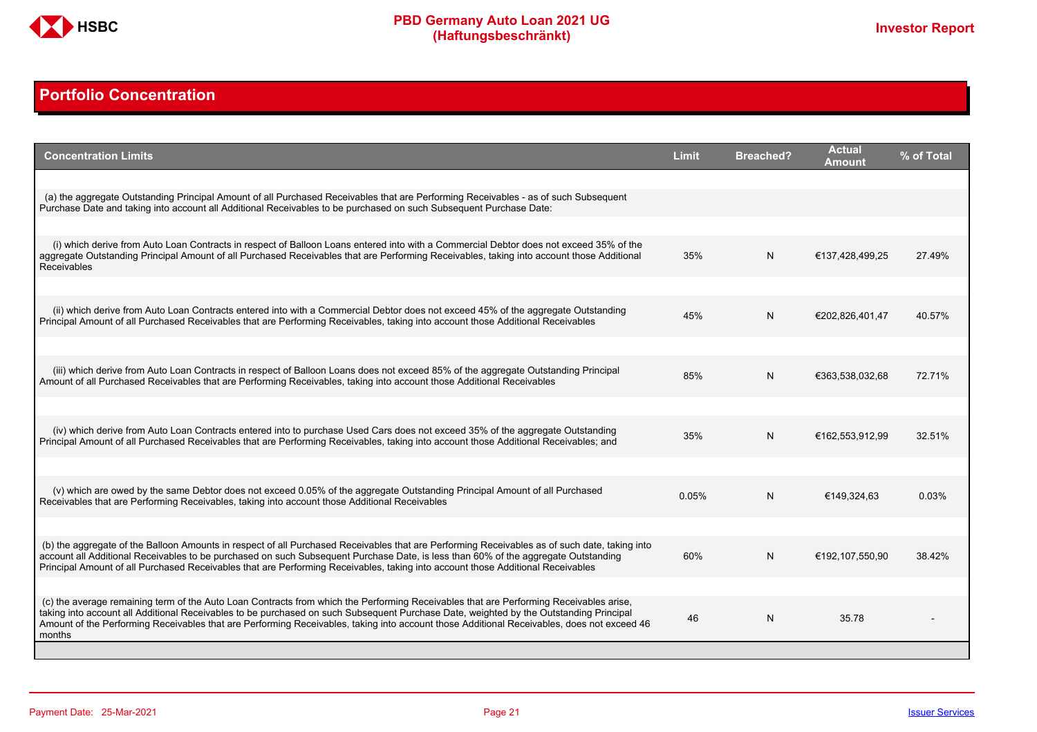## Portfolio Concentration

| Concentration Limits | Limit | Breached? | Actual Amount | % of Total |
|---|---|---|---|---|
| (a) the aggregate Outstanding Principal Amount of all Purchased Receivables that are Performing Receivables - as of such Subsequent Purchase Date and taking into account all Additional Receivables to be purchased on such Subsequent Purchase Date: | | | | |
| (i) which derive from Auto Loan Contracts in respect of Balloon Loans entered into with a Commercial Debtor does not exceed 35% of the aggregate Outstanding Principal Amount of all Purchased Receivables that are Performing Receivables, taking into account those Additional Receivables | 35% | N | €137,428,499,25 | 27.49% |
| (ii) which derive from Auto Loan Contracts entered into with a Commercial Debtor does not exceed 45% of the aggregate Outstanding Principal Amount of all Purchased Receivables that are Performing Receivables, taking into account those Additional Receivables | 45% | N | €202,826,401,47 | 40.57% |
| (iii) which derive from Auto Loan Contracts in respect of Balloon Loans does not exceed 85% of the aggregate Outstanding Principal Amount of all Purchased Receivables that are Performing Receivables, taking into account those Additional Receivables | 85% | N | €363,538,032,68 | 72.71% |
| (iv) which derive from Auto Loan Contracts entered into to purchase Used Cars does not exceed 35% of the aggregate Outstanding Principal Amount of all Purchased Receivables that are Performing Receivables, taking into account those Additional Receivables; and | 35% | N | €162,553,912,99 | 32.51% |
| (v) which are owed by the same Debtor does not exceed 0.05% of the aggregate Outstanding Principal Amount of all Purchased Receivables that are Performing Receivables, taking into account those Additional Receivables | 0.05% | N | €149,324,63 | 0.03% |
| (b) the aggregate of the Balloon Amounts in respect of all Purchased Receivables that are Performing Receivables as of such date, taking into account all Additional Receivables to be purchased on such Subsequent Purchase Date, is less than 60% of the aggregate Outstanding Principal Amount of all Purchased Receivables that are Performing Receivables, taking into account those Additional Receivables | 60% | N | €192,107,550,90 | 38.42% |
| (c) the average remaining term of the Auto Loan Contracts from which the Performing Receivables that are Performing Receivables arise, taking into account all Additional Receivables to be purchased on such Subsequent Purchase Date, weighted by the Outstanding Principal Amount of the Performing Receivables that are Performing Receivables, taking into account those Additional Receivables, does not exceed 46 months | 46 | N | 35.78 | - |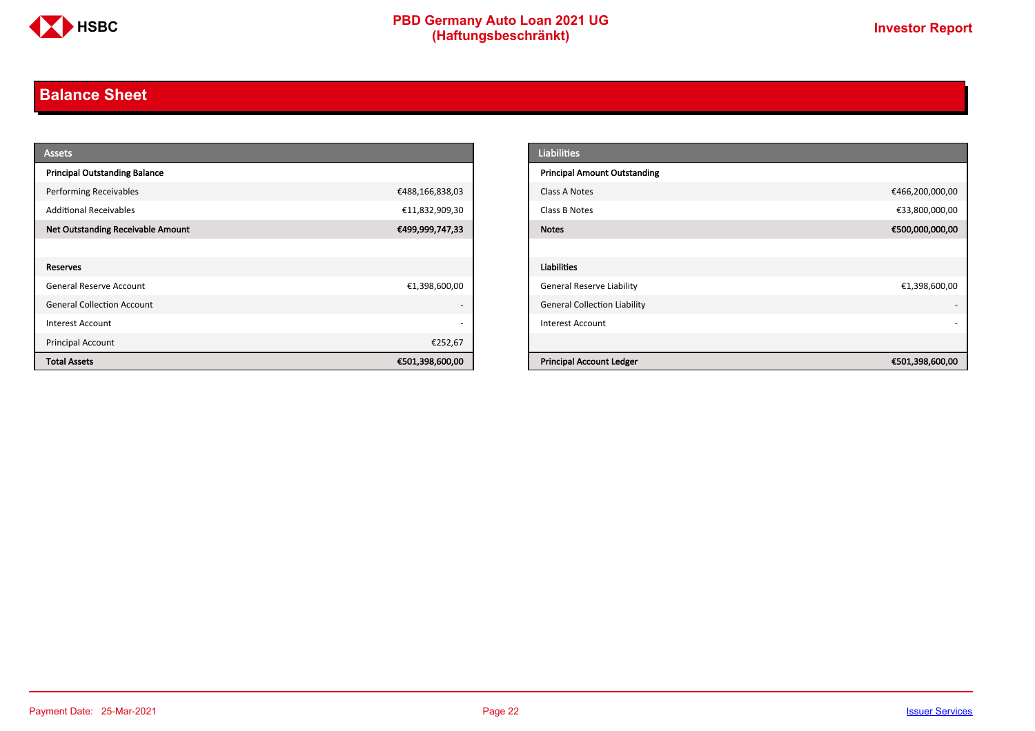## Balance Sheet

| Assets | |
|---|---|
| **Principal Outstanding Balance** | |
| Performing Receivables | €488,166,838,03 |
| Additional Receivables | €11,832,909,30 |
| **Net Outstanding Receivable Amount** | **€499,999,747,33** |
| | |
| **Reserves** | |
| General Reserve Account | €1,398,600,00 |
| General Collection Account | - |
| Interest Account | - |
| Principal Account | €252,67 |
| **Total Assets** | **€501,398,600,00** |

| Liabilities | |
|---|---|
| **Principal Amount Outstanding** | |
| Class A Notes | €466,200,000,00 |
| Class B Notes | €33,800,000,00 |
| **Notes** | **€500,000,000,00** |
| | |
| **Liabilities** | |
| General Reserve Liability | €1,398,600,00 |
| General Collection Liability | - |
| Interest Account | - |
| | |
| **Principal Account Ledger** | **€501,398,600,00** |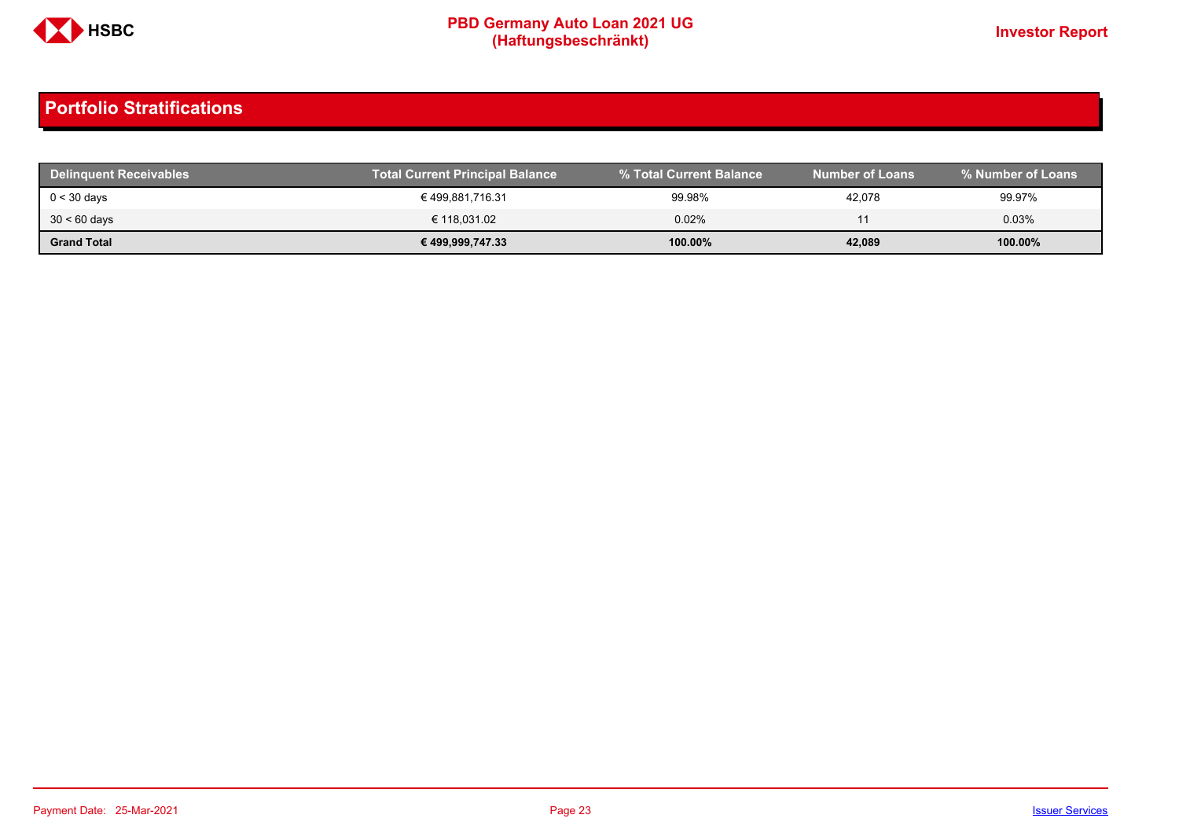## Portfolio Stratifications

| Delinquent Receivables | Total Current Principal Balance | % Total Current Balance | Number of Loans | % Number of Loans |
|---|---|---|---|---|
| 0 < 30 days | € 499,881,716.31 | 99.98% | 42,078 | 99.97% |
| 30 < 60 days | € 118,031.02 | 0.02% | 11 | 0.03% |
| **Grand Total** | **€ 499,999,747.33** | **100.00%** | **42,089** | **100.00%** |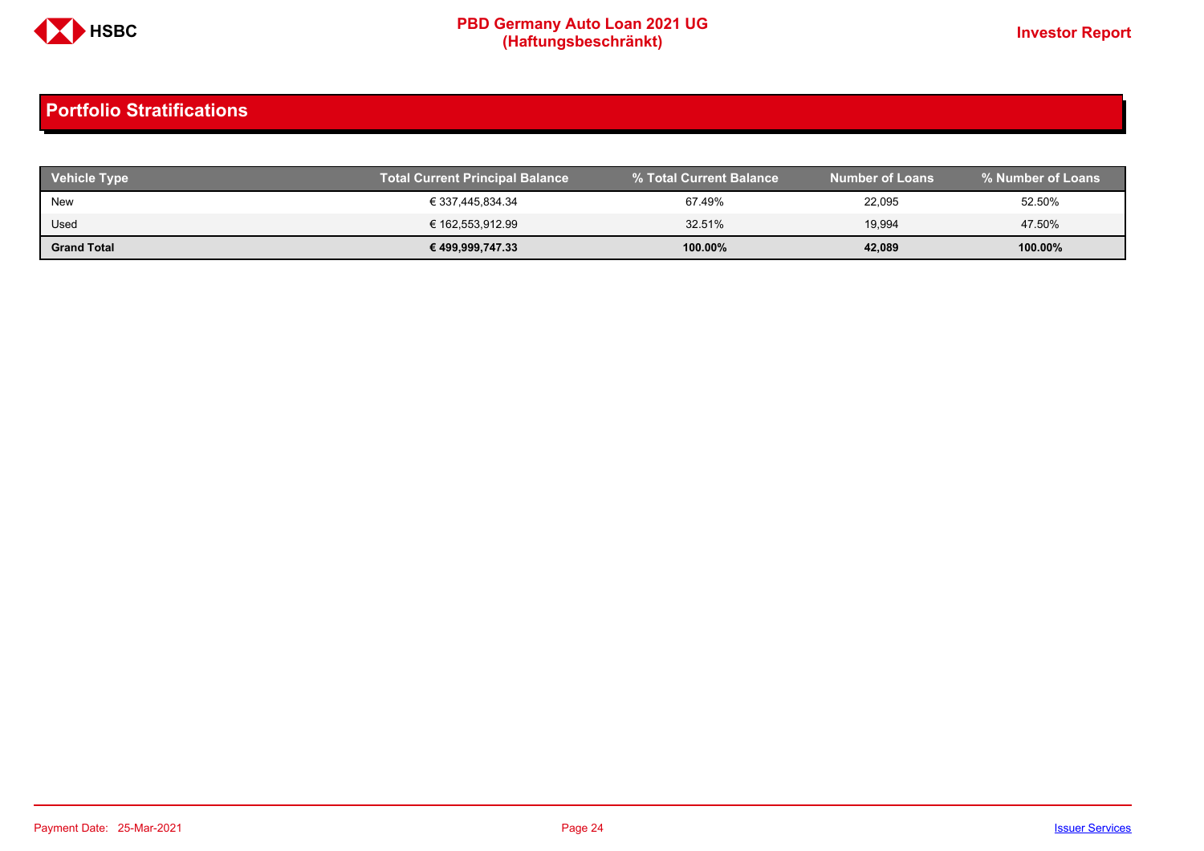## Portfolio Stratifications

| Vehicle Type | Total Current Principal Balance | % Total Current Balance | Number of Loans | % Number of Loans |
|---|---|---|---|---|
| New | € 337,445,834.34 | 67.49% | 22,095 | 52.50% |
| Used | € 162,553,912.99 | 32.51% | 19,994 | 47.50% |
| **Grand Total** | **€ 499,999,747.33** | **100.00%** | **42,089** | **100.00%** |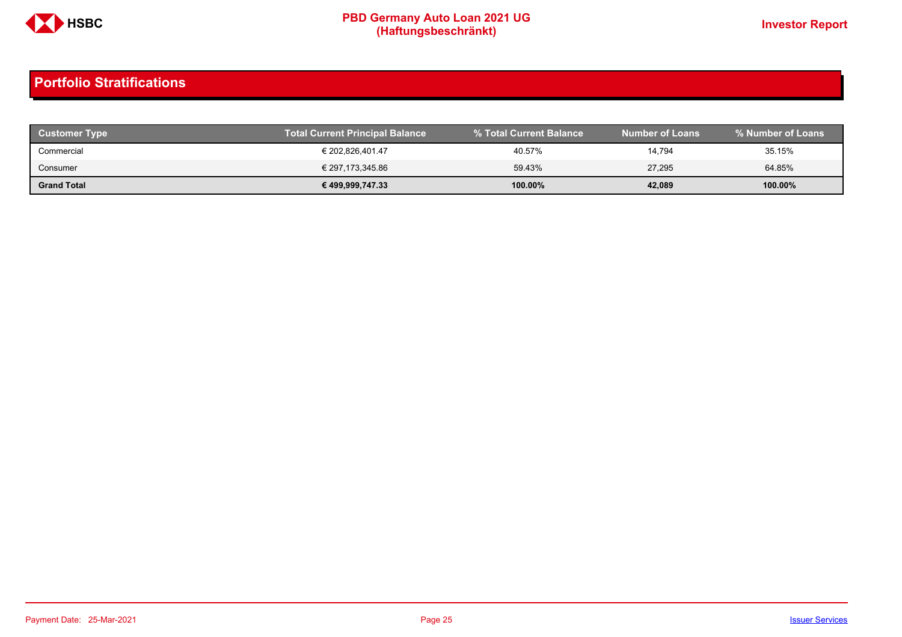## Portfolio Stratifications

| Customer Type | Total Current Principal Balance | % Total Current Balance | Number of Loans | % Number of Loans |
|---|---|---|---|---|
| Commercial | € 202,826,401.47 | 40.57% | 14,794 | 35.15% |
| Consumer | € 297,173,345.86 | 59.43% | 27,295 | 64.85% |
| **Grand Total** | **€ 499,999,747.33** | **100.00%** | **42,089** | **100.00%** |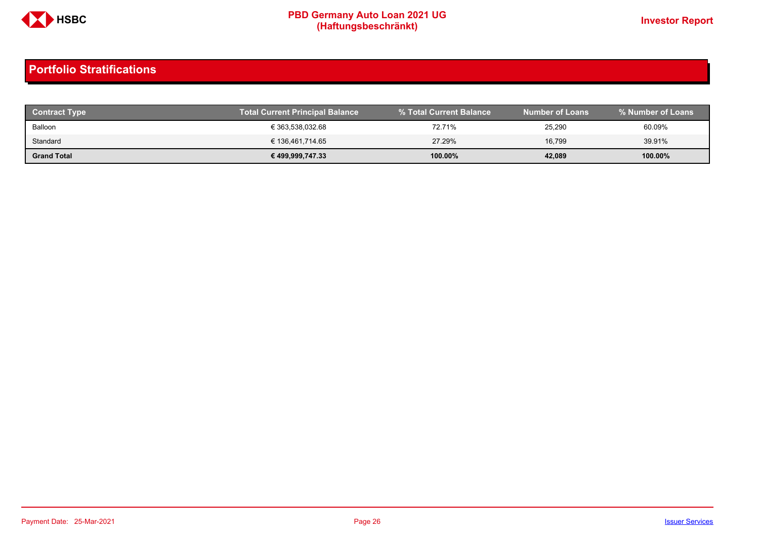## Portfolio Stratifications

| Contract Type | Total Current Principal Balance | % Total Current Balance | Number of Loans | % Number of Loans |
|---|---|---|---|---|
| Balloon | € 363,538,032.68 | 72.71% | 25,290 | 60.09% |
| Standard | € 136,461,714.65 | 27.29% | 16,799 | 39.91% |
| **Grand Total** | **€ 499,999,747.33** | **100.00%** | **42,089** | **100.00%** |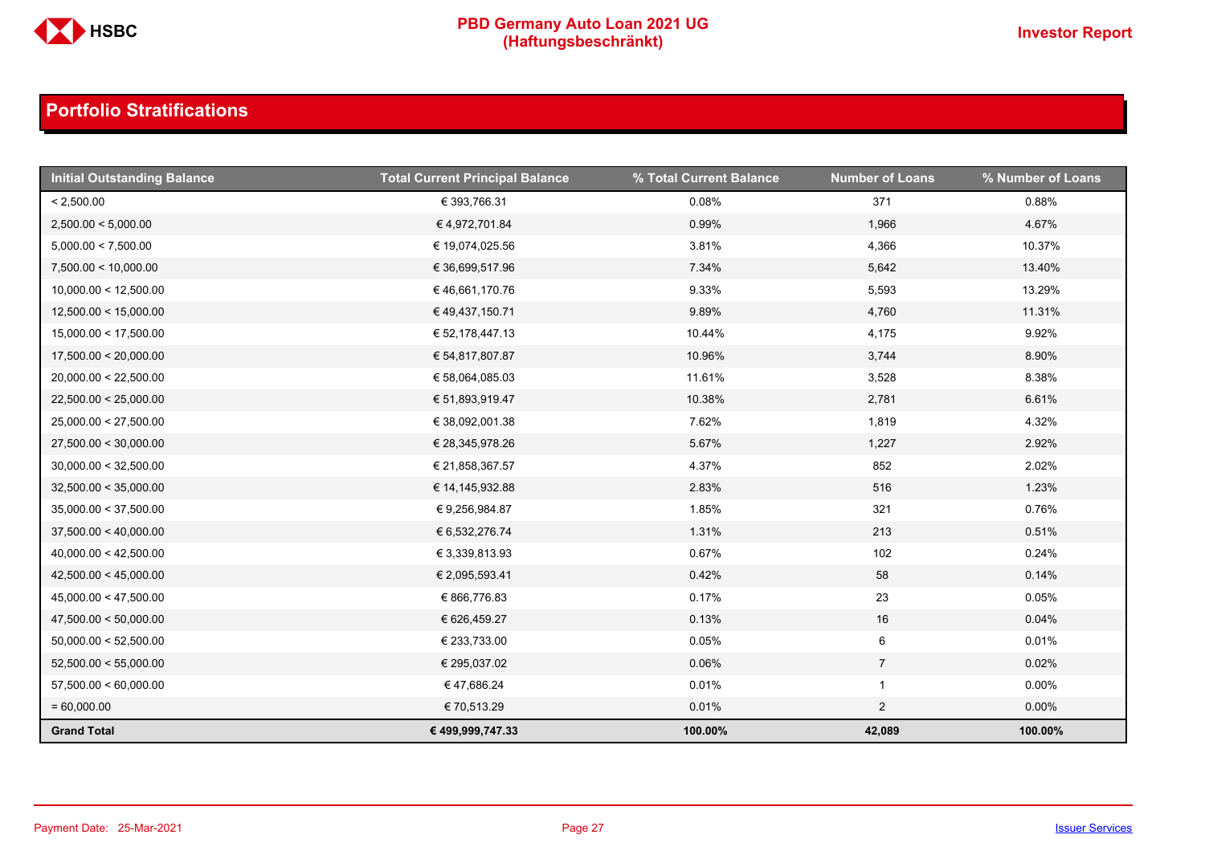## Portfolio Stratifications

| Initial Outstanding Balance | Total Current Principal Balance | % Total Current Balance | Number of Loans | % Number of Loans |
|---|---|---|---|---|
| < 2,500.00 | € 393,766.31 | 0.08% | 371 | 0.88% |
| 2,500.00 < 5,000.00 | € 4,972,701.84 | 0.99% | 1,966 | 4.67% |
| 5,000.00 < 7,500.00 | € 19,074,025.56 | 3.81% | 4,366 | 10.37% |
| 7,500.00 < 10,000.00 | € 36,699,517.96 | 7.34% | 5,642 | 13.40% |
| 10,000.00 < 12,500.00 | € 46,661,170.76 | 9.33% | 5,593 | 13.29% |
| 12,500.00 < 15,000.00 | € 49,437,150.71 | 9.89% | 4,760 | 11.31% |
| 15,000.00 < 17,500.00 | € 52,178,447.13 | 10.44% | 4,175 | 9.92% |
| 17,500.00 < 20,000.00 | € 54,817,807.87 | 10.96% | 3,744 | 8.90% |
| 20,000.00 < 22,500.00 | € 58,064,085.03 | 11.61% | 3,528 | 8.38% |
| 22,500.00 < 25,000.00 | € 51,893,919.47 | 10.38% | 2,781 | 6.61% |
| 25,000.00 < 27,500.00 | € 38,092,001.38 | 7.62% | 1,819 | 4.32% |
| 27,500.00 < 30,000.00 | € 28,345,978.26 | 5.67% | 1,227 | 2.92% |
| 30,000.00 < 32,500.00 | € 21,858,367.57 | 4.37% | 852 | 2.02% |
| 32,500.00 < 35,000.00 | € 14,145,932.88 | 2.83% | 516 | 1.23% |
| 35,000.00 < 37,500.00 | € 9,256,984.87 | 1.85% | 321 | 0.76% |
| 37,500.00 < 40,000.00 | € 6,532,276.74 | 1.31% | 213 | 0.51% |
| 40,000.00 < 42,500.00 | € 3,339,813.93 | 0.67% | 102 | 0.24% |
| 42,500.00 < 45,000.00 | € 2,095,593.41 | 0.42% | 58 | 0.14% |
| 45,000.00 < 47,500.00 | € 866,776.83 | 0.17% | 23 | 0.05% |
| 47,500.00 < 50,000.00 | € 626,459.27 | 0.13% | 16 | 0.04% |
| 50,000.00 < 52,500.00 | € 233,733.00 | 0.05% | 6 | 0.01% |
| 52,500.00 < 55,000.00 | € 295,037.02 | 0.06% | 7 | 0.02% |
| 57,500.00 < 60,000.00 | € 47,686.24 | 0.01% | 1 | 0.00% |
| = 60,000.00 | € 70,513.29 | 0.01% | 2 | 0.00% |
| **Grand Total** | **€ 499,999,747.33** | **100.00%** | **42,089** | **100.00%** |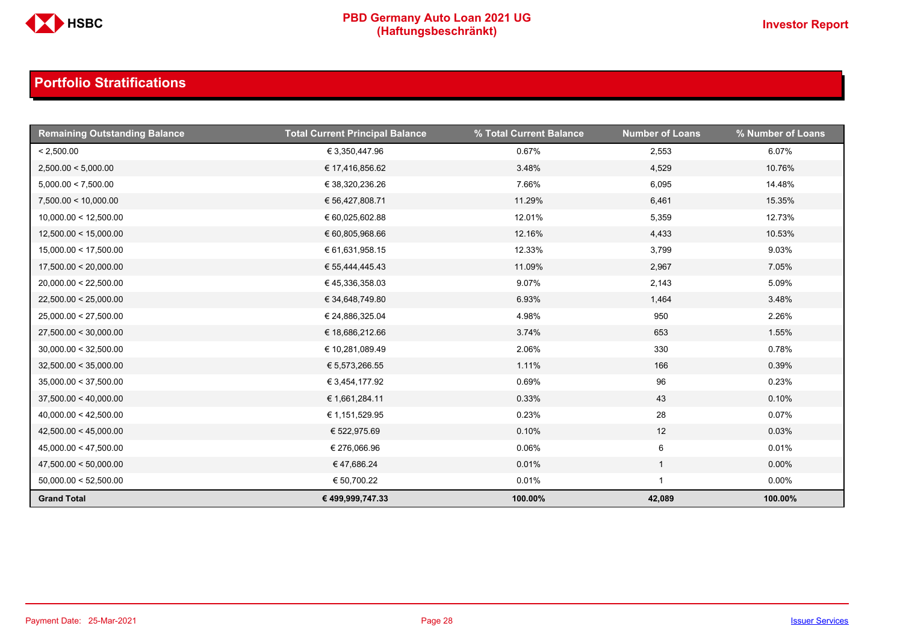## Portfolio Stratifications

| Remaining Outstanding Balance | Total Current Principal Balance | % Total Current Balance | Number of Loans | % Number of Loans |
|---|---|---|---|---|
| < 2,500.00 | € 3,350,447.96 | 0.67% | 2,553 | 6.07% |
| 2,500.00 < 5,000.00 | € 17,416,856.62 | 3.48% | 4,529 | 10.76% |
| 5,000.00 < 7,500.00 | € 38,320,236.26 | 7.66% | 6,095 | 14.48% |
| 7,500.00 < 10,000.00 | € 56,427,808.71 | 11.29% | 6,461 | 15.35% |
| 10,000.00 < 12,500.00 | € 60,025,602.88 | 12.01% | 5,359 | 12.73% |
| 12,500.00 < 15,000.00 | € 60,805,968.66 | 12.16% | 4,433 | 10.53% |
| 15,000.00 < 17,500.00 | € 61,631,958.15 | 12.33% | 3,799 | 9.03% |
| 17,500.00 < 20,000.00 | € 55,444,445.43 | 11.09% | 2,967 | 7.05% |
| 20,000.00 < 22,500.00 | € 45,336,358.03 | 9.07% | 2,143 | 5.09% |
| 22,500.00 < 25,000.00 | € 34,648,749.80 | 6.93% | 1,464 | 3.48% |
| 25,000.00 < 27,500.00 | € 24,886,325.04 | 4.98% | 950 | 2.26% |
| 27,500.00 < 30,000.00 | € 18,686,212.66 | 3.74% | 653 | 1.55% |
| 30,000.00 < 32,500.00 | € 10,281,089.49 | 2.06% | 330 | 0.78% |
| 32,500.00 < 35,000.00 | € 5,573,266.55 | 1.11% | 166 | 0.39% |
| 35,000.00 < 37,500.00 | € 3,454,177.92 | 0.69% | 96 | 0.23% |
| 37,500.00 < 40,000.00 | € 1,661,284.11 | 0.33% | 43 | 0.10% |
| 40,000.00 < 42,500.00 | € 1,151,529.95 | 0.23% | 28 | 0.07% |
| 42,500.00 < 45,000.00 | € 522,975.69 | 0.10% | 12 | 0.03% |
| 45,000.00 < 47,500.00 | € 276,066.96 | 0.06% | 6 | 0.01% |
| 47,500.00 < 50,000.00 | € 47,686.24 | 0.01% | 1 | 0.00% |
| 50,000.00 < 52,500.00 | € 50,700.22 | 0.01% | 1 | 0.00% |
| **Grand Total** | **€ 499,999,747.33** | **100.00%** | **42,089** | **100.00%** |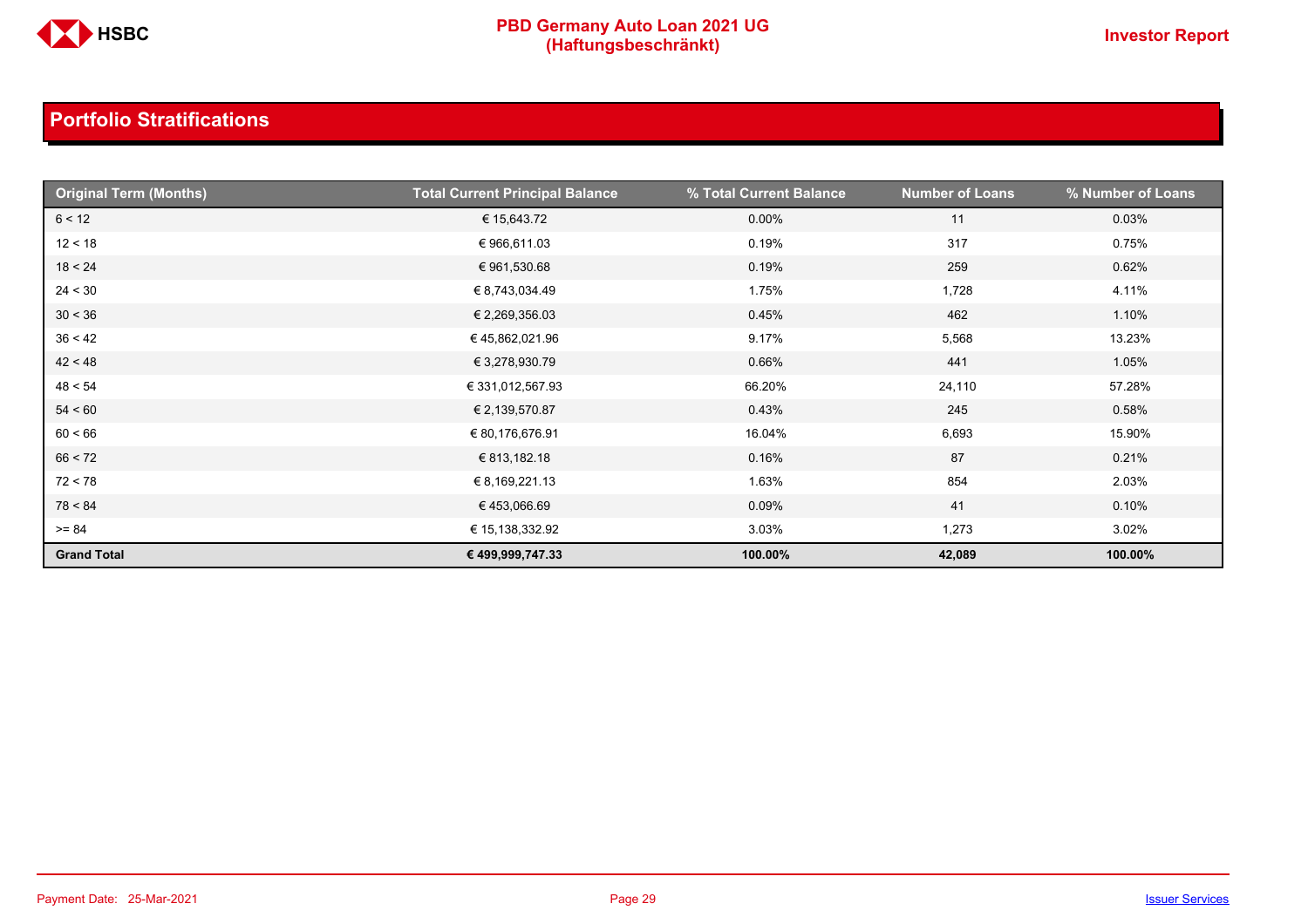## Portfolio Stratifications

| Original Term (Months) | Total Current Principal Balance | % Total Current Balance | Number of Loans | % Number of Loans |
|---|---|---|---|---|
| 6 < 12 | € 15,643.72 | 0.00% | 11 | 0.03% |
| 12 < 18 | € 966,611.03 | 0.19% | 317 | 0.75% |
| 18 < 24 | € 961,530.68 | 0.19% | 259 | 0.62% |
| 24 < 30 | € 8,743,034.49 | 1.75% | 1,728 | 4.11% |
| 30 < 36 | € 2,269,356.03 | 0.45% | 462 | 1.10% |
| 36 < 42 | € 45,862,021.96 | 9.17% | 5,568 | 13.23% |
| 42 < 48 | € 3,278,930.79 | 0.66% | 441 | 1.05% |
| 48 < 54 | € 331,012,567.93 | 66.20% | 24,110 | 57.28% |
| 54 < 60 | € 2,139,570.87 | 0.43% | 245 | 0.58% |
| 60 < 66 | € 80,176,676.91 | 16.04% | 6,693 | 15.90% |
| 66 < 72 | € 813,182.18 | 0.16% | 87 | 0.21% |
| 72 < 78 | € 8,169,221.13 | 1.63% | 854 | 2.03% |
| 78 < 84 | € 453,066.69 | 0.09% | 41 | 0.10% |
| >= 84 | € 15,138,332.92 | 3.03% | 1,273 | 3.02% |
| **Grand Total** | **€ 499,999,747.33** | **100.00%** | **42,089** | **100.00%** |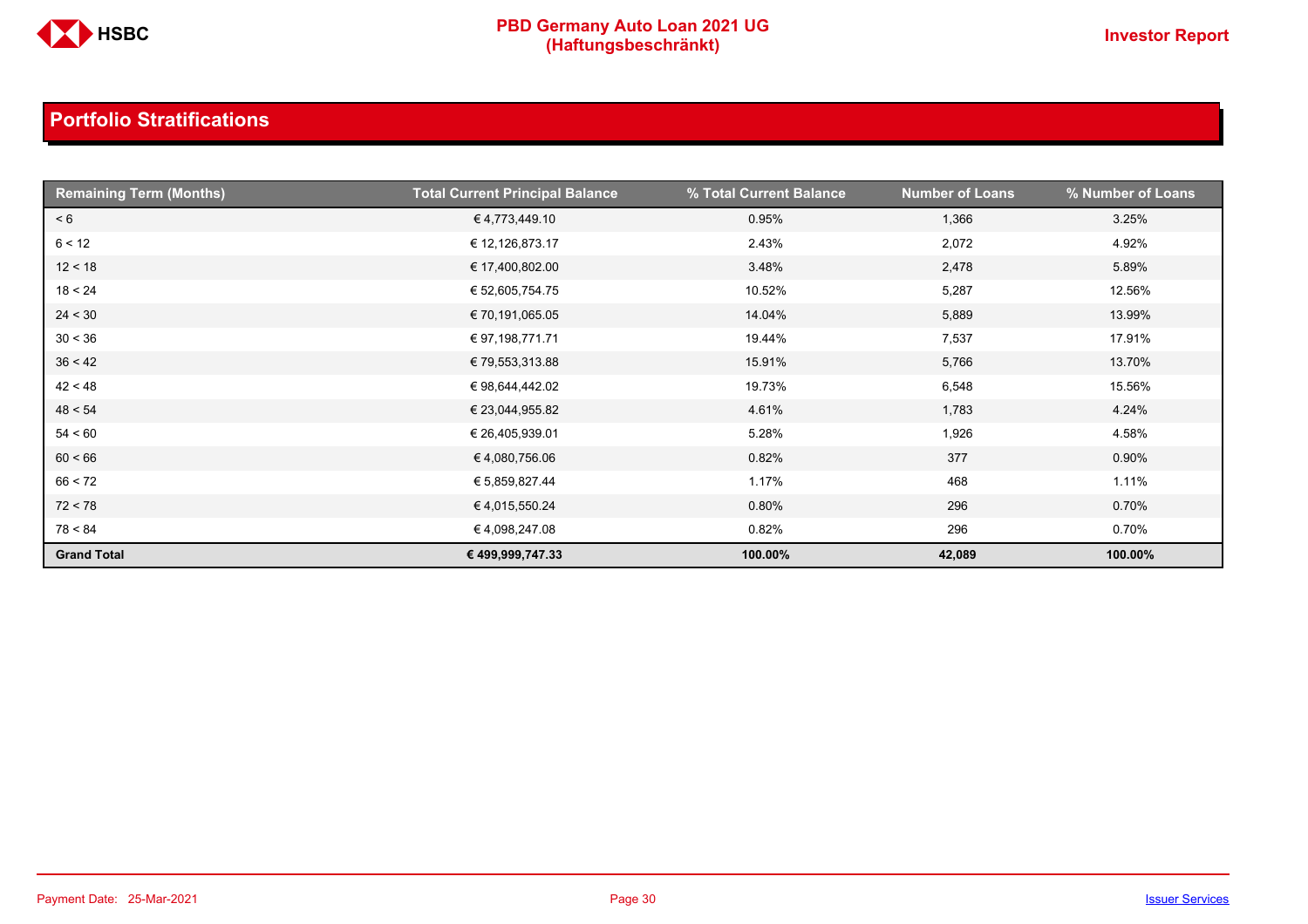## Portfolio Stratifications

| Remaining Term (Months) | Total Current Principal Balance | % Total Current Balance | Number of Loans | % Number of Loans |
|---|---|---|---|---|
| < 6 | € 4,773,449.10 | 0.95% | 1,366 | 3.25% |
| 6 < 12 | € 12,126,873.17 | 2.43% | 2,072 | 4.92% |
| 12 < 18 | € 17,400,802.00 | 3.48% | 2,478 | 5.89% |
| 18 < 24 | € 52,605,754.75 | 10.52% | 5,287 | 12.56% |
| 24 < 30 | € 70,191,065.05 | 14.04% | 5,889 | 13.99% |
| 30 < 36 | € 97,198,771.71 | 19.44% | 7,537 | 17.91% |
| 36 < 42 | € 79,553,313.88 | 15.91% | 5,766 | 13.70% |
| 42 < 48 | € 98,644,442.02 | 19.73% | 6,548 | 15.56% |
| 48 < 54 | € 23,044,955.82 | 4.61% | 1,783 | 4.24% |
| 54 < 60 | € 26,405,939.01 | 5.28% | 1,926 | 4.58% |
| 60 < 66 | € 4,080,756.06 | 0.82% | 377 | 0.90% |
| 66 < 72 | € 5,859,827.44 | 1.17% | 468 | 1.11% |
| 72 < 78 | € 4,015,550.24 | 0.80% | 296 | 0.70% |
| 78 < 84 | € 4,098,247.08 | 0.82% | 296 | 0.70% |
| **Grand Total** | **€ 499,999,747.33** | **100.00%** | **42,089** | **100.00%** |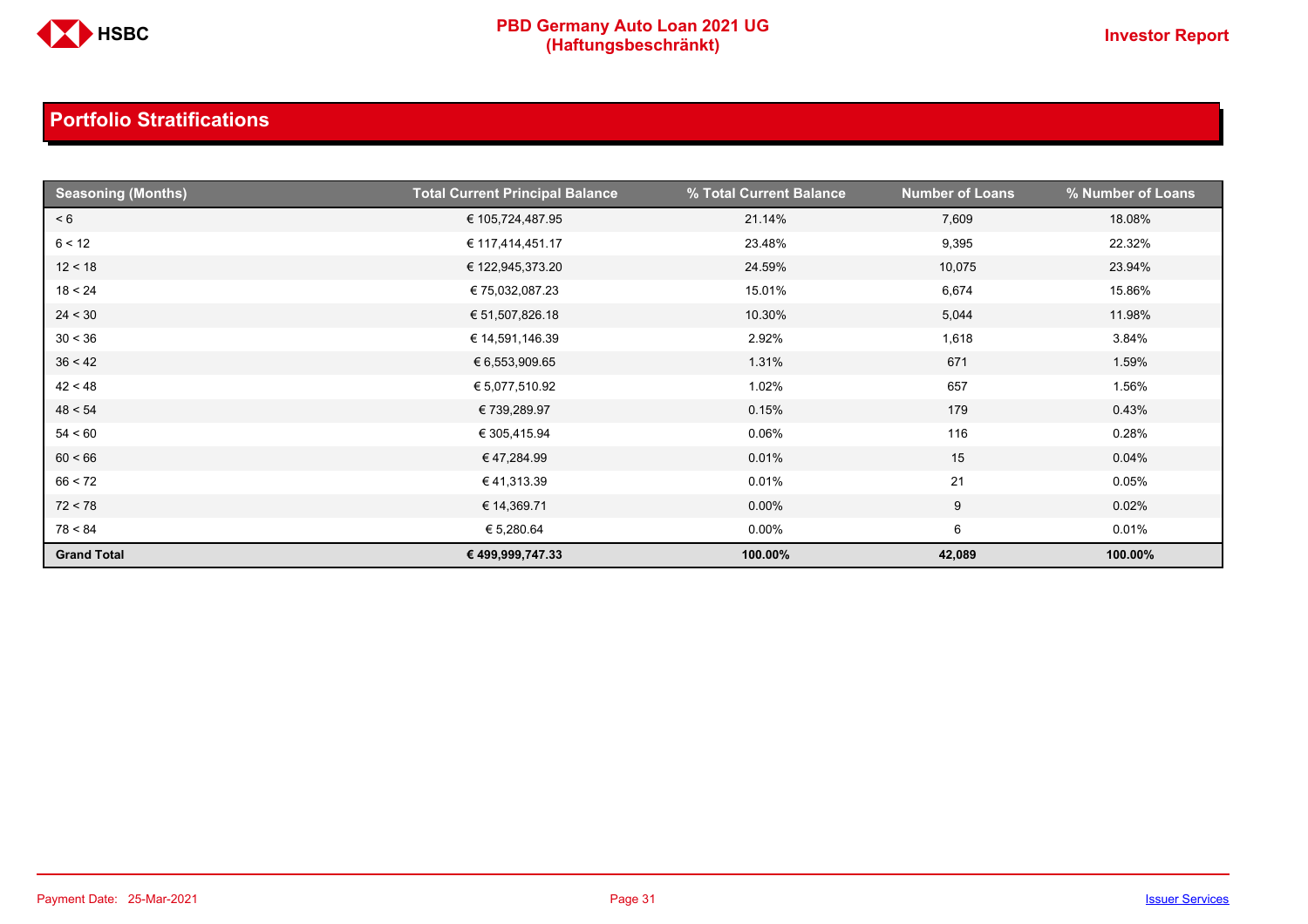## Portfolio Stratifications

| Seasoning (Months) | Total Current Principal Balance | % Total Current Balance | Number of Loans | % Number of Loans |
|---|---|---|---|---|
| < 6 | € 105,724,487.95 | 21.14% | 7,609 | 18.08% |
| 6 < 12 | € 117,414,451.17 | 23.48% | 9,395 | 22.32% |
| 12 < 18 | € 122,945,373.20 | 24.59% | 10,075 | 23.94% |
| 18 < 24 | € 75,032,087.23 | 15.01% | 6,674 | 15.86% |
| 24 < 30 | € 51,507,826.18 | 10.30% | 5,044 | 11.98% |
| 30 < 36 | € 14,591,146.39 | 2.92% | 1,618 | 3.84% |
| 36 < 42 | € 6,553,909.65 | 1.31% | 671 | 1.59% |
| 42 < 48 | € 5,077,510.92 | 1.02% | 657 | 1.56% |
| 48 < 54 | € 739,289.97 | 0.15% | 179 | 0.43% |
| 54 < 60 | € 305,415.94 | 0.06% | 116 | 0.28% |
| 60 < 66 | € 47,284.99 | 0.01% | 15 | 0.04% |
| 66 < 72 | € 41,313.39 | 0.01% | 21 | 0.05% |
| 72 < 78 | € 14,369.71 | 0.00% | 9 | 0.02% |
| 78 < 84 | € 5,280.64 | 0.00% | 6 | 0.01% |
| **Grand Total** | **€ 499,999,747.33** | **100.00%** | **42,089** | **100.00%** |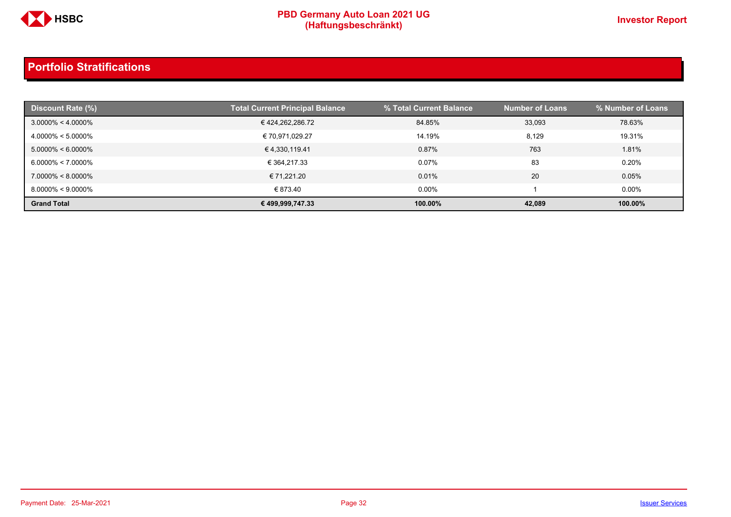## Portfolio Stratifications

| Discount Rate (%) | Total Current Principal Balance | % Total Current Balance | Number of Loans | % Number of Loans |
|---|---|---|---|---|
| 3.0000% < 4.0000% | € 424,262,286.72 | 84.85% | 33,093 | 78.63% |
| 4.0000% < 5.0000% | € 70,971,029.27 | 14.19% | 8,129 | 19.31% |
| 5.0000% < 6.0000% | € 4,330,119.41 | 0.87% | 763 | 1.81% |
| 6.0000% < 7.0000% | € 364,217.33 | 0.07% | 83 | 0.20% |
| 7.0000% < 8.0000% | € 71,221.20 | 0.01% | 20 | 0.05% |
| 8.0000% < 9.0000% | € 873.40 | 0.00% | 1 | 0.00% |
| **Grand Total** | **€ 499,999,747.33** | **100.00%** | **42,089** | **100.00%** |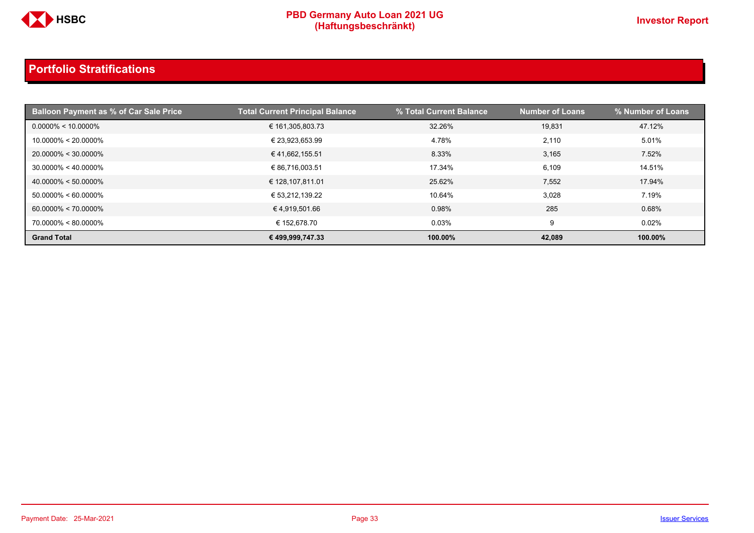## Portfolio Stratifications

| Balloon Payment as % of Car Sale Price | Total Current Principal Balance | % Total Current Balance | Number of Loans | % Number of Loans |
|---|---|---|---|---|
| 0.0000% < 10.0000% | € 161,305,803.73 | 32.26% | 19,831 | 47.12% |
| 10.0000% < 20.0000% | € 23,923,653.99 | 4.78% | 2,110 | 5.01% |
| 20.0000% < 30.0000% | € 41,662,155.51 | 8.33% | 3,165 | 7.52% |
| 30.0000% < 40.0000% | € 86,716,003.51 | 17.34% | 6,109 | 14.51% |
| 40.0000% < 50.0000% | € 128,107,811.01 | 25.62% | 7,552 | 17.94% |
| 50.0000% < 60.0000% | € 53,212,139.22 | 10.64% | 3,028 | 7.19% |
| 60.0000% < 70.0000% | € 4,919,501.66 | 0.98% | 285 | 0.68% |
| 70.0000% < 80.0000% | € 152,678.70 | 0.03% | 9 | 0.02% |
| **Grand Total** | **€ 499,999,747.33** | **100.00%** | **42,089** | **100.00%** |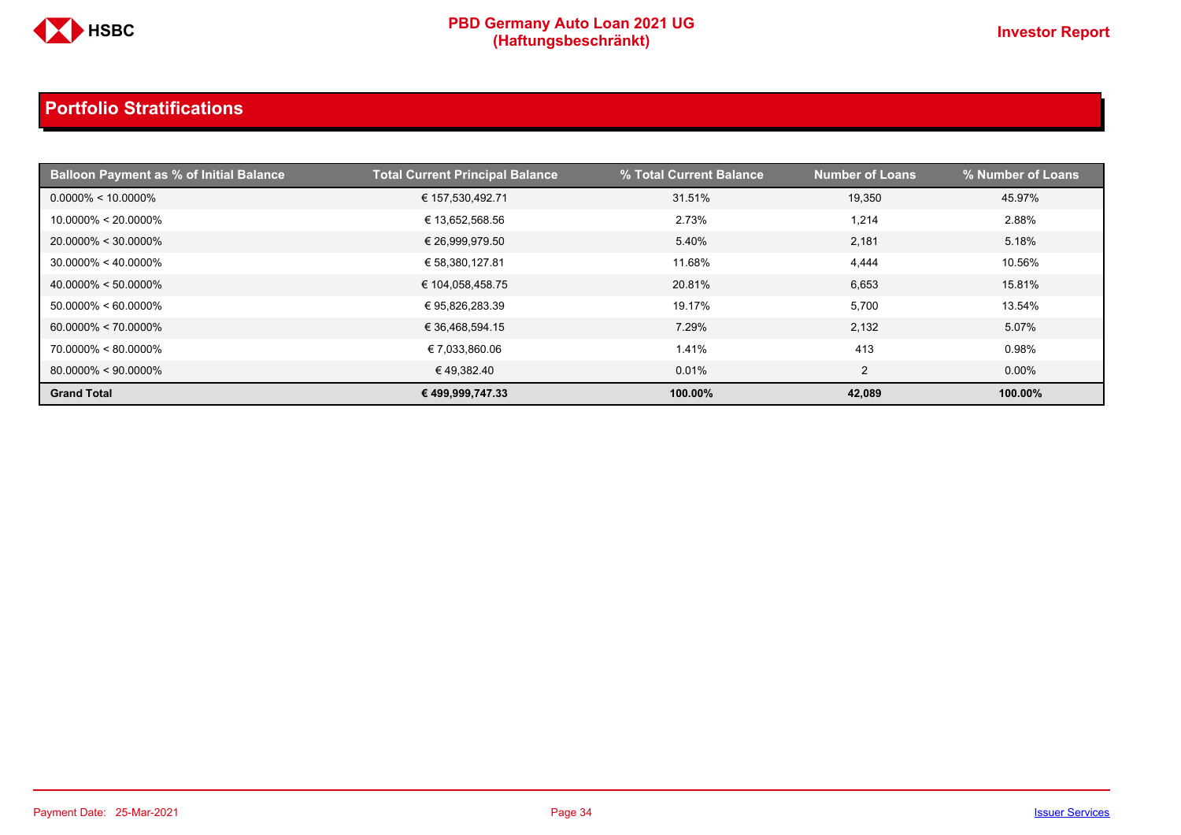## Portfolio Stratifications

| Balloon Payment as % of Initial Balance | Total Current Principal Balance | % Total Current Balance | Number of Loans | % Number of Loans |
|---|---|---|---|---|
| 0.0000% < 10.0000% | € 157,530,492.71 | 31.51% | 19,350 | 45.97% |
| 10.0000% < 20.0000% | € 13,652,568.56 | 2.73% | 1,214 | 2.88% |
| 20.0000% < 30.0000% | € 26,999,979.50 | 5.40% | 2,181 | 5.18% |
| 30.0000% < 40.0000% | € 58,380,127.81 | 11.68% | 4,444 | 10.56% |
| 40.0000% < 50.0000% | € 104,058,458.75 | 20.81% | 6,653 | 15.81% |
| 50.0000% < 60.0000% | € 95,826,283.39 | 19.17% | 5,700 | 13.54% |
| 60.0000% < 70.0000% | € 36,468,594.15 | 7.29% | 2,132 | 5.07% |
| 70.0000% < 80.0000% | € 7,033,860.06 | 1.41% | 413 | 0.98% |
| 80.0000% < 90.0000% | € 49,382.40 | 0.01% | 2 | 0.00% |
| **Grand Total** | **€ 499,999,747.33** | **100.00%** | **42,089** | **100.00%** |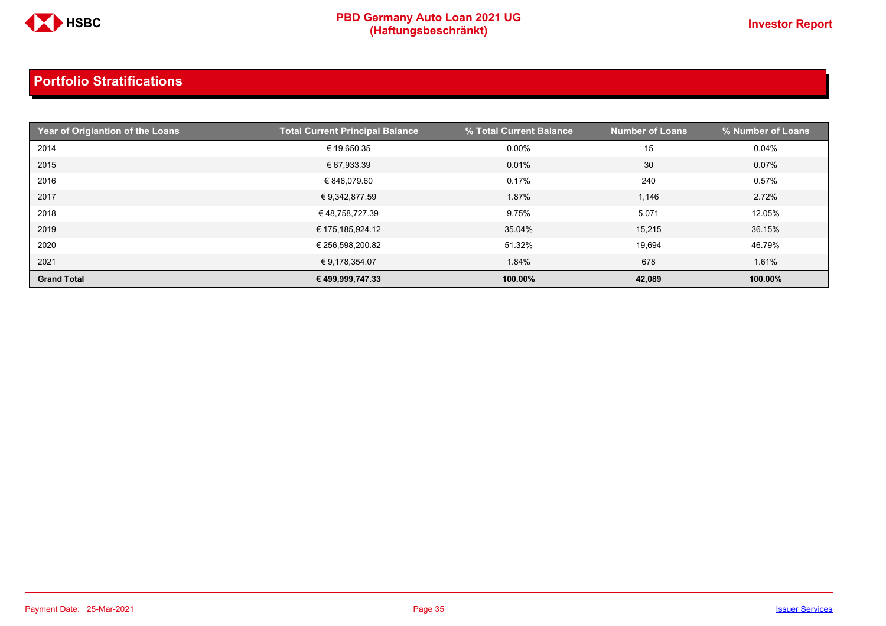## Portfolio Stratifications

| Year of Origiantion of the Loans | Total Current Principal Balance | % Total Current Balance | Number of Loans | % Number of Loans |
|---|---|---|---|---|
| 2014 | € 19,650.35 | 0.00% | 15 | 0.04% |
| 2015 | € 67,933.39 | 0.01% | 30 | 0.07% |
| 2016 | € 848,079.60 | 0.17% | 240 | 0.57% |
| 2017 | € 9,342,877.59 | 1.87% | 1,146 | 2.72% |
| 2018 | € 48,758,727.39 | 9.75% | 5,071 | 12.05% |
| 2019 | € 175,185,924.12 | 35.04% | 15,215 | 36.15% |
| 2020 | € 256,598,200.82 | 51.32% | 19,694 | 46.79% |
| 2021 | € 9,178,354.07 | 1.84% | 678 | 1.61% |
| **Grand Total** | **€ 499,999,747.33** | **100.00%** | **42,089** | **100.00%** |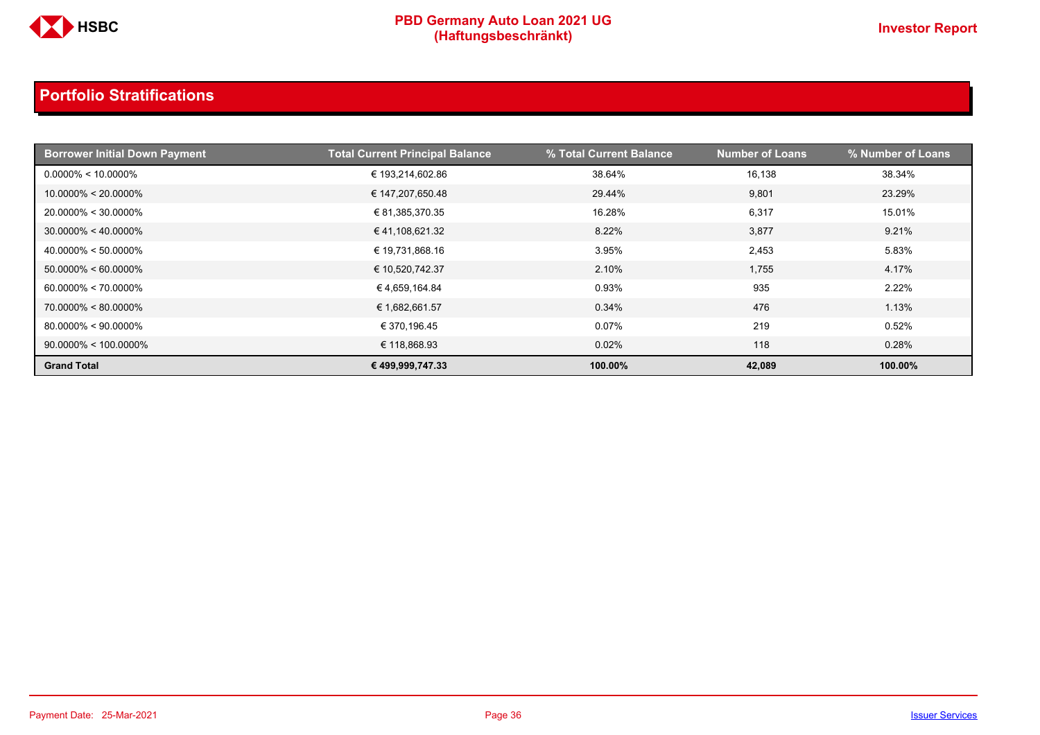## Portfolio Stratifications

| Borrower Initial Down Payment | Total Current Principal Balance | % Total Current Balance | Number of Loans | % Number of Loans |
|---|---|---|---|---|
| 0.0000% < 10.0000% | € 193,214,602.86 | 38.64% | 16,138 | 38.34% |
| 10.0000% < 20.0000% | € 147,207,650.48 | 29.44% | 9,801 | 23.29% |
| 20.0000% < 30.0000% | € 81,385,370.35 | 16.28% | 6,317 | 15.01% |
| 30.0000% < 40.0000% | € 41,108,621.32 | 8.22% | 3,877 | 9.21% |
| 40.0000% < 50.0000% | € 19,731,868.16 | 3.95% | 2,453 | 5.83% |
| 50.0000% < 60.0000% | € 10,520,742.37 | 2.10% | 1,755 | 4.17% |
| 60.0000% < 70.0000% | € 4,659,164.84 | 0.93% | 935 | 2.22% |
| 70.0000% < 80.0000% | € 1,682,661.57 | 0.34% | 476 | 1.13% |
| 80.0000% < 90.0000% | € 370,196.45 | 0.07% | 219 | 0.52% |
| 90.0000% < 100.0000% | € 118,868.93 | 0.02% | 118 | 0.28% |
| **Grand Total** | **€ 499,999,747.33** | **100.00%** | **42,089** | **100.00%** |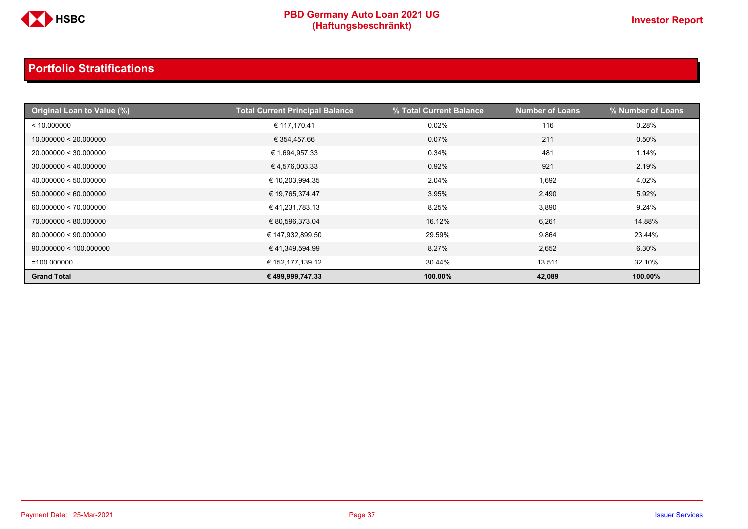## Portfolio Stratifications

| Original Loan to Value (%) | Total Current Principal Balance | % Total Current Balance | Number of Loans | % Number of Loans |
|---|---|---|---|---|
| < 10.000000 | € 117,170.41 | 0.02% | 116 | 0.28% |
| 10.000000 < 20.000000 | € 354,457.66 | 0.07% | 211 | 0.50% |
| 20.000000 < 30.000000 | € 1,694,957.33 | 0.34% | 481 | 1.14% |
| 30.000000 < 40.000000 | € 4,576,003.33 | 0.92% | 921 | 2.19% |
| 40.000000 < 50.000000 | € 10,203,994.35 | 2.04% | 1,692 | 4.02% |
| 50.000000 < 60.000000 | € 19,765,374.47 | 3.95% | 2,490 | 5.92% |
| 60.000000 < 70.000000 | € 41,231,783.13 | 8.25% | 3,890 | 9.24% |
| 70.000000 < 80.000000 | € 80,596,373.04 | 16.12% | 6,261 | 14.88% |
| 80.000000 < 90.000000 | € 147,932,899.50 | 29.59% | 9,864 | 23.44% |
| 90.000000 < 100.000000 | € 41,349,594.99 | 8.27% | 2,652 | 6.30% |
| =100.000000 | € 152,177,139.12 | 30.44% | 13,511 | 32.10% |
| **Grand Total** | **€ 499,999,747.33** | **100.00%** | **42,089** | **100.00%** |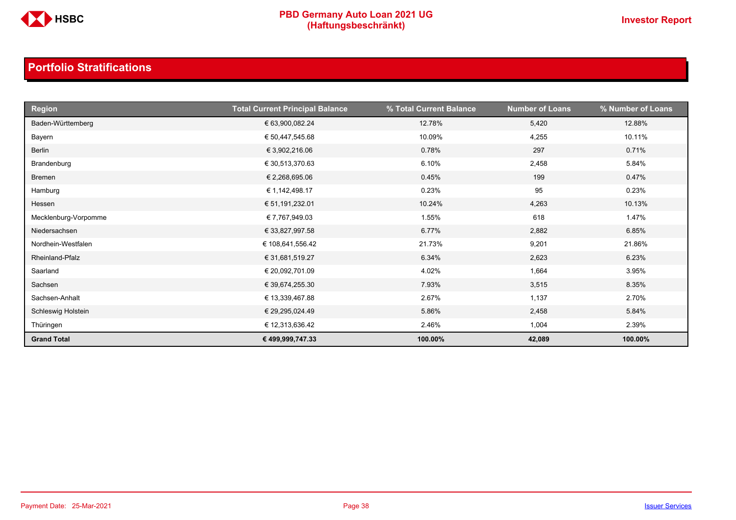## Portfolio Stratifications

| Region | Total Current Principal Balance | % Total Current Balance | Number of Loans | % Number of Loans |
|---|---|---|---|---|
| Baden-Württemberg | € 63,900,082.24 | 12.78% | 5,420 | 12.88% |
| Bayern | € 50,447,545.68 | 10.09% | 4,255 | 10.11% |
| Berlin | € 3,902,216.06 | 0.78% | 297 | 0.71% |
| Brandenburg | € 30,513,370.63 | 6.10% | 2,458 | 5.84% |
| Bremen | € 2,268,695.06 | 0.45% | 199 | 0.47% |
| Hamburg | € 1,142,498.17 | 0.23% | 95 | 0.23% |
| Hessen | € 51,191,232.01 | 10.24% | 4,263 | 10.13% |
| Mecklenburg-Vorpomme | € 7,767,949.03 | 1.55% | 618 | 1.47% |
| Niedersachsen | € 33,827,997.58 | 6.77% | 2,882 | 6.85% |
| Nordhein-Westfalen | € 108,641,556.42 | 21.73% | 9,201 | 21.86% |
| Rheinland-Pfalz | € 31,681,519.27 | 6.34% | 2,623 | 6.23% |
| Saarland | € 20,092,701.09 | 4.02% | 1,664 | 3.95% |
| Sachsen | € 39,674,255.30 | 7.93% | 3,515 | 8.35% |
| Sachsen-Anhalt | € 13,339,467.88 | 2.67% | 1,137 | 2.70% |
| Schleswig Holstein | € 29,295,024.49 | 5.86% | 2,458 | 5.84% |
| Thüringen | € 12,313,636.42 | 2.46% | 1,004 | 2.39% |
| **Grand Total** | **€ 499,999,747.33** | **100.00%** | **42,089** | **100.00%** |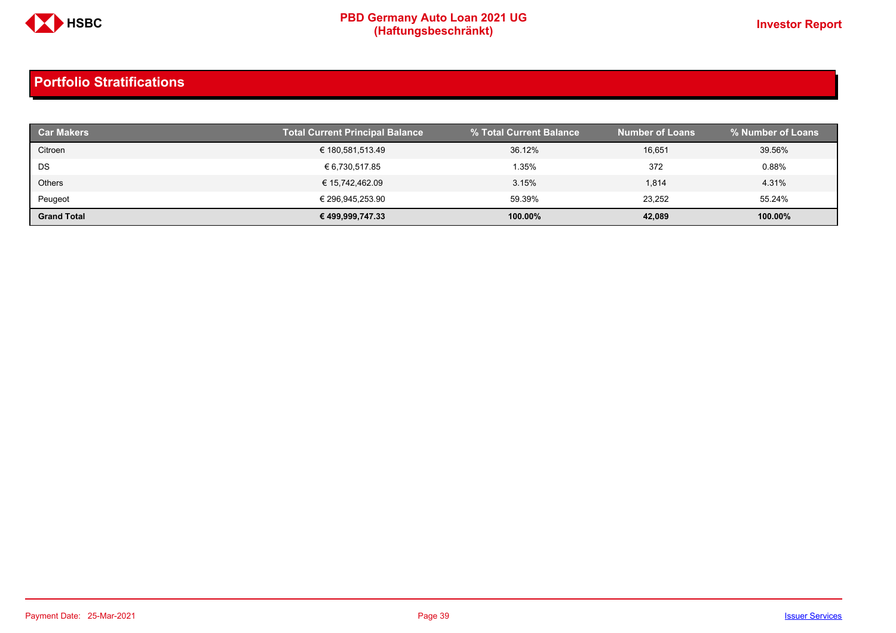## Portfolio Stratifications

| Car Makers | Total Current Principal Balance | % Total Current Balance | Number of Loans | % Number of Loans |
|---|---|---|---|---|
| Citroen | € 180,581,513.49 | 36.12% | 16,651 | 39.56% |
| DS | € 6,730,517.85 | 1.35% | 372 | 0.88% |
| Others | € 15,742,462.09 | 3.15% | 1,814 | 4.31% |
| Peugeot | € 296,945,253.90 | 59.39% | 23,252 | 55.24% |
| **Grand Total** | **€ 499,999,747.33** | **100.00%** | **42,089** | **100.00%** |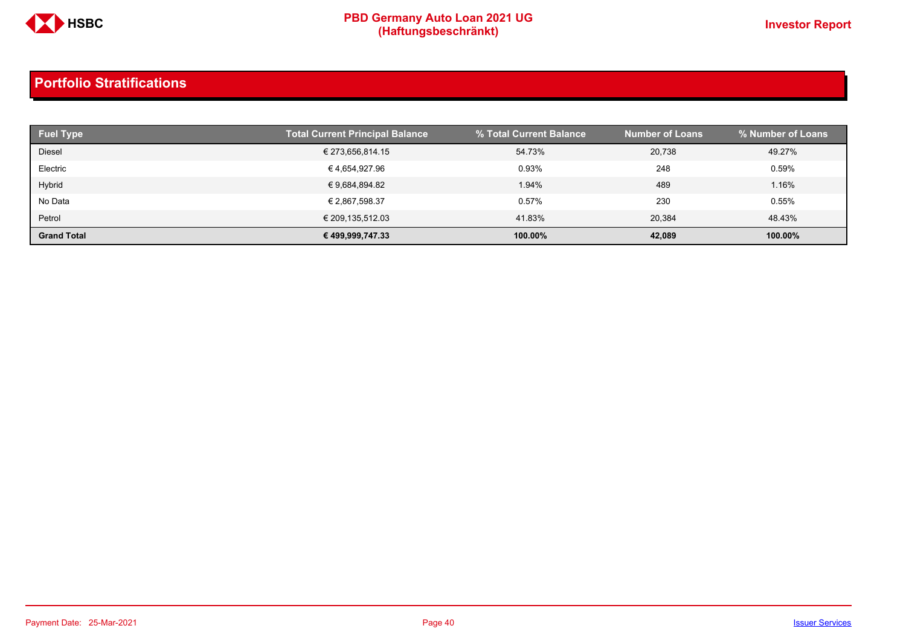## Portfolio Stratifications

| Fuel Type | Total Current Principal Balance | % Total Current Balance | Number of Loans | % Number of Loans |
|---|---|---|---|---|
| Diesel | € 273,656,814.15 | 54.73% | 20,738 | 49.27% |
| Electric | € 4,654,927.96 | 0.93% | 248 | 0.59% |
| Hybrid | € 9,684,894.82 | 1.94% | 489 | 1.16% |
| No Data | € 2,867,598.37 | 0.57% | 230 | 0.55% |
| Petrol | € 209,135,512.03 | 41.83% | 20,384 | 48.43% |
| **Grand Total** | **€ 499,999,747.33** | **100.00%** | **42,089** | **100.00%** |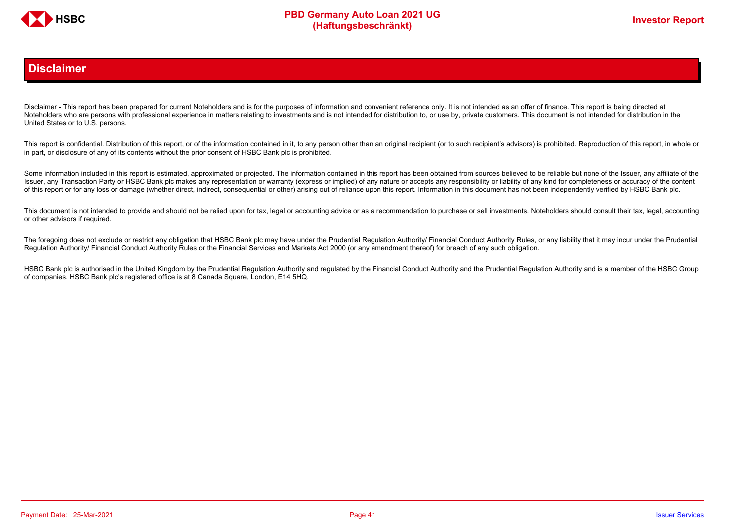## Disclaimer

Disclaimer - This report has been prepared for current Noteholders and is for the purposes of information and convenient reference only. It is not intended as an offer of finance. This report is being directed at Noteholders who are persons with professional experience in matters relating to investments and is not intended for distribution to, or use by, private customers. This document is not intended for distribution in the United States or to U.S. persons.

This report is confidential. Distribution of this report, or of the information contained in it, to any person other than an original recipient (or to such recipient's advisors) is prohibited. Reproduction of this report, in whole or in part, or disclosure of any of its contents without the prior consent of HSBC Bank plc is prohibited.

Some information included in this report is estimated, approximated or projected. The information contained in this report has been obtained from sources believed to be reliable but none of the Issuer, any affiliate of the Issuer, any Transaction Party or HSBC Bank plc makes any representation or warranty (express or implied) of any nature or accepts any responsibility or liability of any kind for completeness or accuracy of the content of this report or for any loss or damage (whether direct, indirect, consequential or other) arising out of reliance upon this report. Information in this document has not been independently verified by HSBC Bank plc.

This document is not intended to provide and should not be relied upon for tax, legal or accounting advice or as a recommendation to purchase or sell investments. Noteholders should consult their tax, legal, accounting or other advisors if required.

The foregoing does not exclude or restrict any obligation that HSBC Bank plc may have under the Prudential Regulation Authority/ Financial Conduct Authority Rules, or any liability that it may incur under the Prudential Regulation Authority/ Financial Conduct Authority Rules or the Financial Services and Markets Act 2000 (or any amendment thereof) for breach of any such obligation.

HSBC Bank plc is authorised in the United Kingdom by the Prudential Regulation Authority and regulated by the Financial Conduct Authority and the Prudential Regulation Authority and is a member of the HSBC Group of companies. HSBC Bank plc's registered office is at 8 Canada Square, London, E14 5HQ.